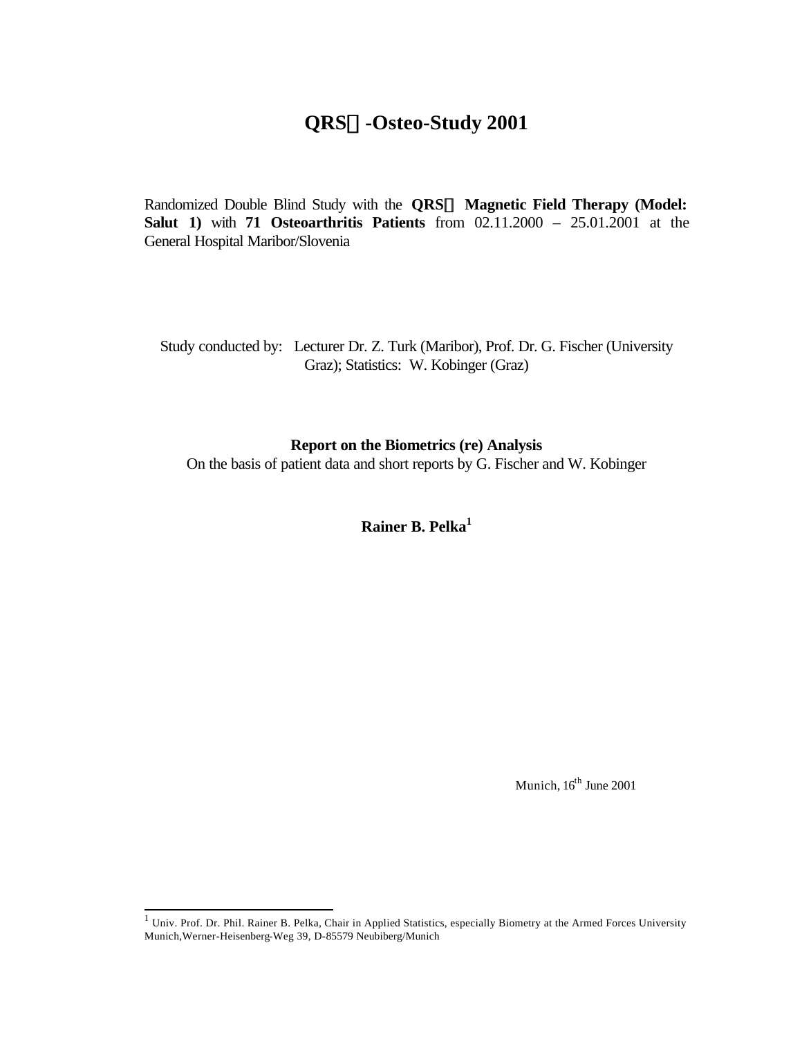# QRS -Osteo-Study 2001

Randomized Double Blind Study with the **QRS Magnetic Field Therapy (Model: Salut 1)** with **71 Osteoarthritis Patients** from 02.11.2000 – 25.01.2001 at the General Hospital Maribor/Slovenia

Study conducted by: Lecturer Dr. Z. Turk (Maribor), Prof. Dr. G. Fischer (University Graz); Statistics: W. Kobinger (Graz)

**Report on the Biometrics (re) Analysis**

On the basis of patient data and short reports by G. Fischer and W. Kobinger

**Rainer B. Pelka[1]**

Munich, 16th June 2001

[1] Univ. Prof. Dr. Phil. Rainer B. Pelka, Chair in Applied Statistics, especially Biometry at the Armed Forces University Munich,Werner-Heisenberg-Weg 39, D-85579 Neubiberg/Munich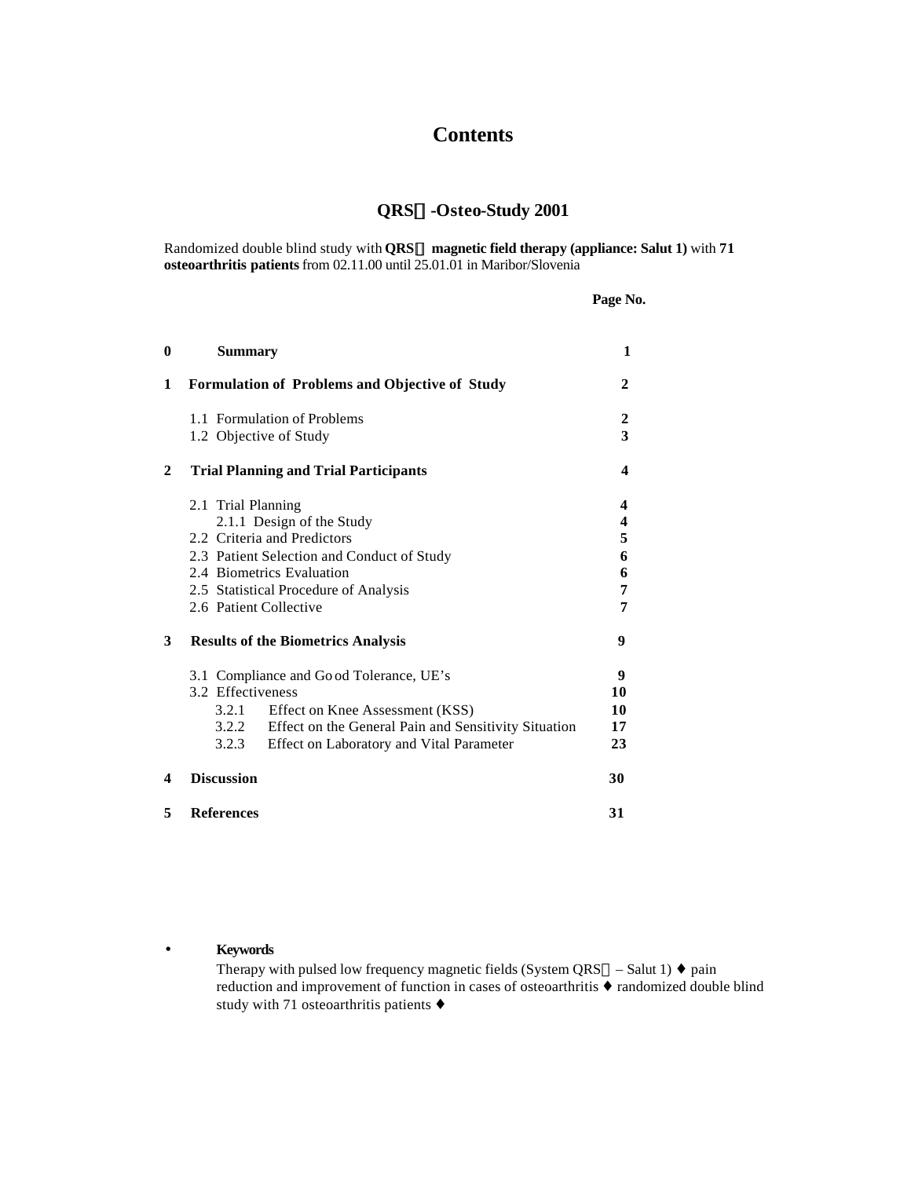# Contents

## QRS-Osteo-Study 2001

Randomized double blind study with **QRS magnetic field therapy (appliance: Salut 1)** with **71 osteoarthritis patients** from 02.11.00 until 25.01.01 in Maribor/Slovenia

| | | **Page No.** |
|---|---|---|
| **0** | **Summary** | **1** |
| **1** | **Formulation of Problems and Objective of Study** | **2** |
| | 1.1 Formulation of Problems | **2** |
| | 1.2 Objective of Study | **3** |
| **2** | **Trial Planning and Trial Participants** | **4** |
| | 2.1 Trial Planning | **4** |
| | 2.1.1 Design of the Study | **4** |
| | 2.2 Criteria and Predictors | **5** |
| | 2.3 Patient Selection and Conduct of Study | **6** |
| | 2.4 Biometrics Evaluation | **6** |
| | 2.5 Statistical Procedure of Analysis | **7** |
| | 2.6 Patient Collective | **7** |
| **3** | **Results of the Biometrics Analysis** | **9** |
| | 3.1 Compliance and Good Tolerance, UE's | **9** |
| | 3.2 Effectiveness | **10** |
| | 3.2.1 Effect on Knee Assessment (KSS) | **10** |
| | 3.2.2 Effect on the General Pain and Sensitivity Situation | **17** |
| | 3.2.3 Effect on Laboratory and Vital Parameter | **23** |
| **4** | **Discussion** | **30** |
| **5** | **References** | **31** |

- **Keywords**

  Therapy with pulsed low frequency magnetic fields (System QRS – Salut 1) ♦ pain reduction and improvement of function in cases of osteoarthritis ♦ randomized double blind study with 71 osteoarthritis patients ♦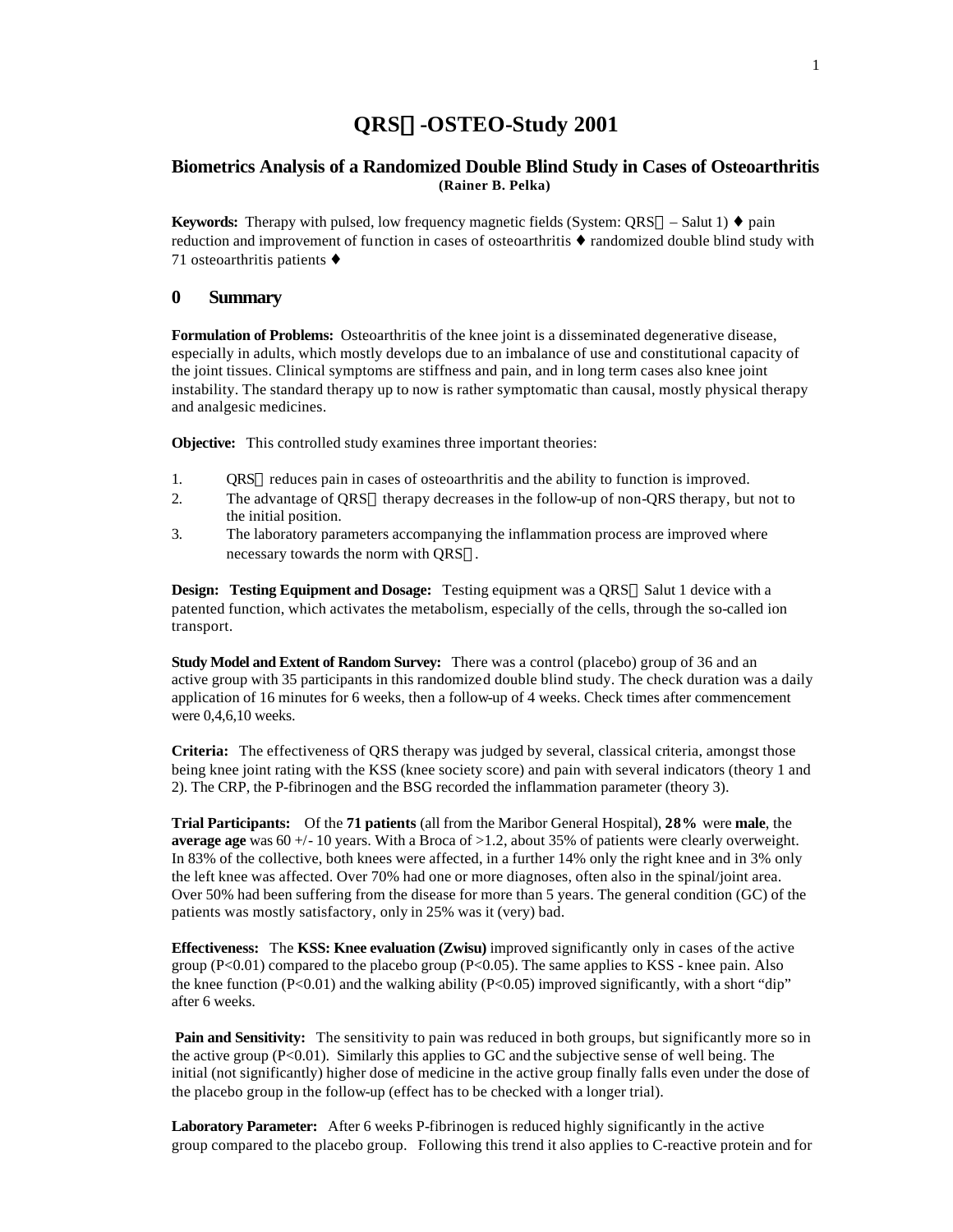# QRS-OSTEO-Study 2001

## Biometrics Analysis of a Randomized Double Blind Study in Cases of Osteoarthritis

**(Rainer B. Pelka)**

**Keywords:** Therapy with pulsed, low frequency magnetic fields (System: QRS – Salut 1) ♦ pain reduction and improvement of function in cases of osteoarthritis ♦ randomized double blind study with 71 osteoarthritis patients ♦

## 0 Summary

**Formulation of Problems:** Osteoarthritis of the knee joint is a disseminated degenerative disease, especially in adults, which mostly develops due to an imbalance of use and constitutional capacity of the joint tissues. Clinical symptoms are stiffness and pain, and in long term cases also knee joint instability. The standard therapy up to now is rather symptomatic than causal, mostly physical therapy and analgesic medicines.

**Objective:** This controlled study examines three important theories:

1. QRS reduces pain in cases of osteoarthritis and the ability to function is improved.
2. The advantage of QRS therapy decreases in the follow-up of non-QRS therapy, but not to the initial position.
3. The laboratory parameters accompanying the inflammation process are improved where necessary towards the norm with QRS.

**Design: Testing Equipment and Dosage:** Testing equipment was a QRS Salut 1 device with a patented function, which activates the metabolism, especially of the cells, through the so-called ion transport.

**Study Model and Extent of Random Survey:** There was a control (placebo) group of 36 and an active group with 35 participants in this randomized double blind study. The check duration was a daily application of 16 minutes for 6 weeks, then a follow-up of 4 weeks. Check times after commencement were 0,4,6,10 weeks.

**Criteria:** The effectiveness of QRS therapy was judged by several, classical criteria, amongst those being knee joint rating with the KSS (knee society score) and pain with several indicators (theory 1 and 2). The CRP, the P-fibrinogen and the BSG recorded the inflammation parameter (theory 3).

**Trial Participants:** Of the **71 patients** (all from the Maribor General Hospital), **28%** were **male**, the **average age** was 60 +/- 10 years. With a Broca of >1.2, about 35% of patients were clearly overweight. In 83% of the collective, both knees were affected, in a further 14% only the right knee and in 3% only the left knee was affected. Over 70% had one or more diagnoses, often also in the spinal/joint area. Over 50% had been suffering from the disease for more than 5 years. The general condition (GC) of the patients was mostly satisfactory, only in 25% was it (very) bad.

**Effectiveness:** The **KSS: Knee evaluation (Zwisu)** improved significantly only in cases of the active group ($P<0.01$) compared to the placebo group ($P<0.05$). The same applies to KSS - knee pain. Also the knee function ($P<0.01$) and the walking ability ($P<0.05$) improved significantly, with a short "dip" after 6 weeks.

**Pain and Sensitivity:** The sensitivity to pain was reduced in both groups, but significantly more so in the active group ($P<0.01$). Similarly this applies to GC and the subjective sense of well being. The initial (not significantly) higher dose of medicine in the active group finally falls even under the dose of the placebo group in the follow-up (effect has to be checked with a longer trial).

**Laboratory Parameter:** After 6 weeks P-fibrinogen is reduced highly significantly in the active group compared to the placebo group. Following this trend it also applies to C-reactive protein and for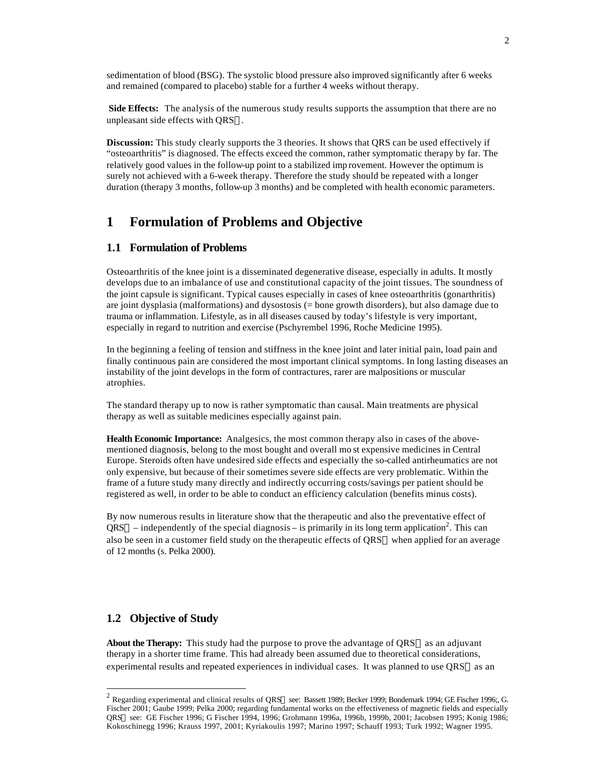sedimentation of blood (BSG). The systolic blood pressure also improved significantly after 6 weeks and remained (compared to placebo) stable for a further 4 weeks without therapy.

**Side Effects:** The analysis of the numerous study results supports the assumption that there are no unpleasant side effects with QRS.

**Discussion:** This study clearly supports the 3 theories. It shows that QRS can be used effectively if "osteoarthritis" is diagnosed. The effects exceed the common, rather symptomatic therapy by far. The relatively good values in the follow-up point to a stabilized improvement. However the optimum is surely not achieved with a 6-week therapy. Therefore the study should be repeated with a longer duration (therapy 3 months, follow-up 3 months) and be completed with health economic parameters.

# 1 Formulation of Problems and Objective

## 1.1 Formulation of Problems

Osteoarthritis of the knee joint is a disseminated degenerative disease, especially in adults. It mostly develops due to an imbalance of use and constitutional capacity of the joint tissues. The soundness of the joint capsule is significant. Typical causes especially in cases of knee osteoarthritis (gonarthritis) are joint dysplasia (malformations) and dysostosis (= bone growth disorders), but also damage due to trauma or inflammation. Lifestyle, as in all diseases caused by today's lifestyle is very important, especially in regard to nutrition and exercise (Pschyrembel 1996, Roche Medicine 1995).

In the beginning a feeling of tension and stiffness in the knee joint and later initial pain, load pain and finally continuous pain are considered the most important clinical symptoms. In long lasting diseases an instability of the joint develops in the form of contractures, rarer are malpositions or muscular atrophies.

The standard therapy up to now is rather symptomatic than causal. Main treatments are physical therapy as well as suitable medicines especially against pain.

**Health Economic Importance:** Analgesics, the most common therapy also in cases of the above-mentioned diagnosis, belong to the most bought and overall most expensive medicines in Central Europe. Steroids often have undesired side effects and especially the so-called antirheumatics are not only expensive, but because of their sometimes severe side effects are very problematic. Within the frame of a future study many directly and indirectly occurring costs/savings per patient should be registered as well, in order to be able to conduct an efficiency calculation (benefits minus costs).

By now numerous results in literature show that the therapeutic and also the preventative effect of QRS – independently of the special diagnosis – is primarily in its long term application[2]. This can also be seen in a customer field study on the therapeutic effects of QRS when applied for an average of 12 months (s. Pelka 2000).

## 1.2 Objective of Study

**About the Therapy:** This study had the purpose to prove the advantage of QRS as an adjuvant therapy in a shorter time frame. This had already been assumed due to theoretical considerations, experimental results and repeated experiences in individual cases. It was planned to use QRS as an

[2] Regarding experimental and clinical results of QRS see: Bassett 1989; Becker 1999; Bondemark 1994; GE Fischer 1996;, G. Fischer 2001; Gaube 1999; Pelka 2000; regarding fundamental works on the effectiveness of magnetic fields and especially QRS see: GE Fischer 1996; G Fischer 1994, 1996; Grohmann 1996a, 1996b, 1999b, 2001; Jacobsen 1995; Konig 1986; Kokoschinegg 1996; Krauss 1997, 2001; Kyriakoulis 1997; Marino 1997; Schauff 1993; Turk 1992; Wagner 1995.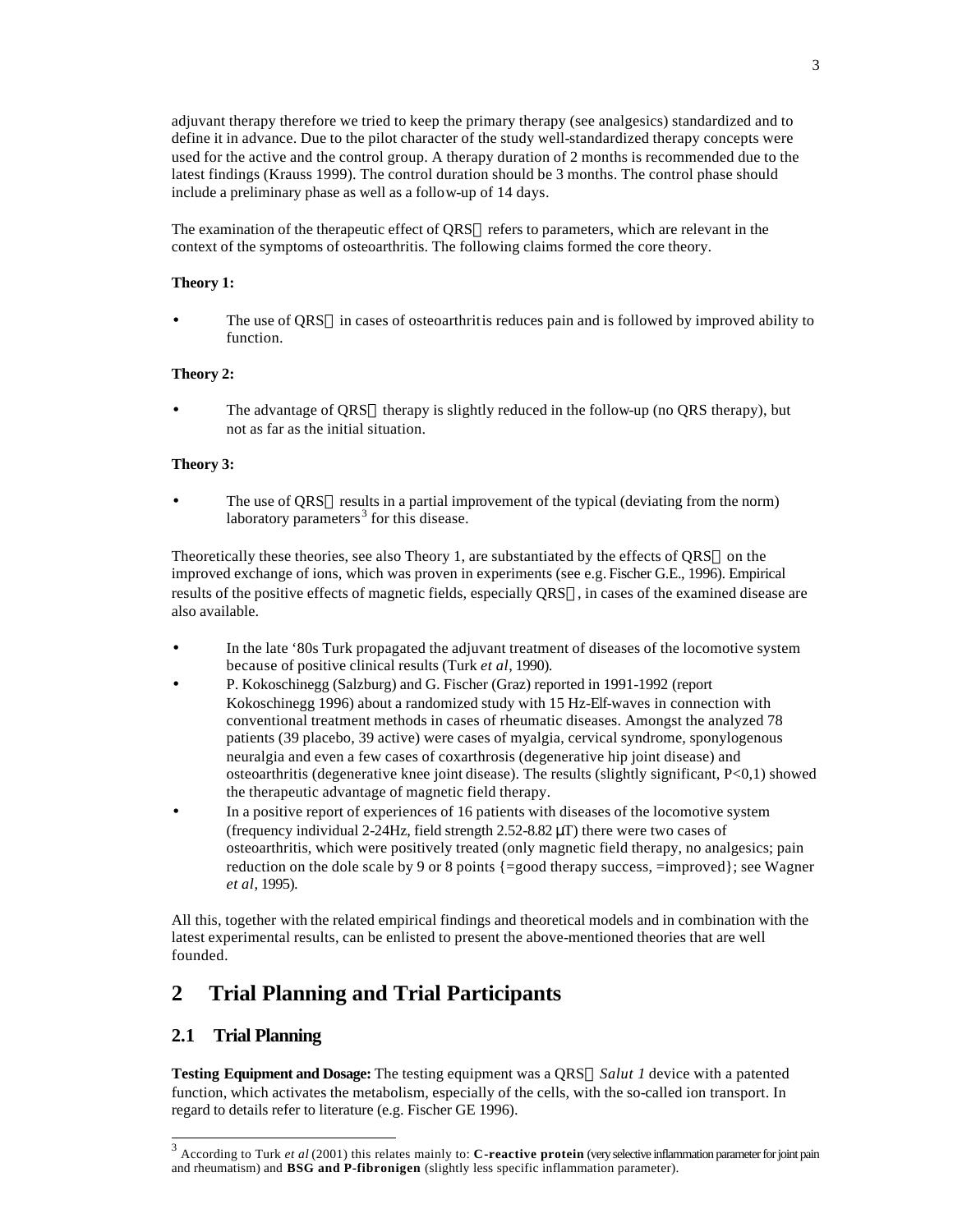adjuvant therapy therefore we tried to keep the primary therapy (see analgesics) standardized and to define it in advance. Due to the pilot character of the study well-standardized therapy concepts were used for the active and the control group. A therapy duration of 2 months is recommended due to the latest findings (Krauss 1999). The control duration should be 3 months. The control phase should include a preliminary phase as well as a follow-up of 14 days.

The examination of the therapeutic effect of QRS refers to parameters, which are relevant in the context of the symptoms of osteoarthritis. The following claims formed the core theory.

**Theory 1:**

- The use of QRS in cases of osteoarthritis reduces pain and is followed by improved ability to function.

**Theory 2:**

- The advantage of QRS therapy is slightly reduced in the follow-up (no QRS therapy), but not as far as the initial situation.

**Theory 3:**

- The use of QRS results in a partial improvement of the typical (deviating from the norm) laboratory parameters[3] for this disease.

Theoretically these theories, see also Theory 1, are substantiated by the effects of QRS on the improved exchange of ions, which was proven in experiments (see e.g. Fischer G.E., 1996). Empirical results of the positive effects of magnetic fields, especially QRS, in cases of the examined disease are also available.

- In the late '80s Turk propagated the adjuvant treatment of diseases of the locomotive system because of positive clinical results (Turk *et al*, 1990).
- P. Kokoschinegg (Salzburg) and G. Fischer (Graz) reported in 1991-1992 (report Kokoschinegg 1996) about a randomized study with 15 Hz-Elf-waves in connection with conventional treatment methods in cases of rheumatic diseases. Amongst the analyzed 78 patients (39 placebo, 39 active) were cases of myalgia, cervical syndrome, sponylogenous neuralgia and even a few cases of coxarthrosis (degenerative hip joint disease) and osteoarthritis (degenerative knee joint disease). The results (slightly significant, P<0,1) showed the therapeutic advantage of magnetic field therapy.
- In a positive report of experiences of 16 patients with diseases of the locomotive system (frequency individual 2-24Hz, field strength 2.52-8.82 μT) there were two cases of osteoarthritis, which were positively treated (only magnetic field therapy, no analgesics; pain reduction on the dole scale by 9 or 8 points {=good therapy success, =improved}; see Wagner *et al*, 1995).

All this, together with the related empirical findings and theoretical models and in combination with the latest experimental results, can be enlisted to present the above-mentioned theories that are well founded.

# 2 Trial Planning and Trial Participants

## 2.1 Trial Planning

**Testing Equipment and Dosage:** The testing equipment was a QRS *Salut 1* device with a patented function, which activates the metabolism, especially of the cells, with the so-called ion transport. In regard to details refer to literature (e.g. Fischer GE 1996).

---

[3] According to Turk *et al* (2001) this relates mainly to: **C-reactive protein** (very selective inflammation parameter for joint pain and rheumatism) and **BSG and P-fibronigen** (slightly less specific inflammation parameter).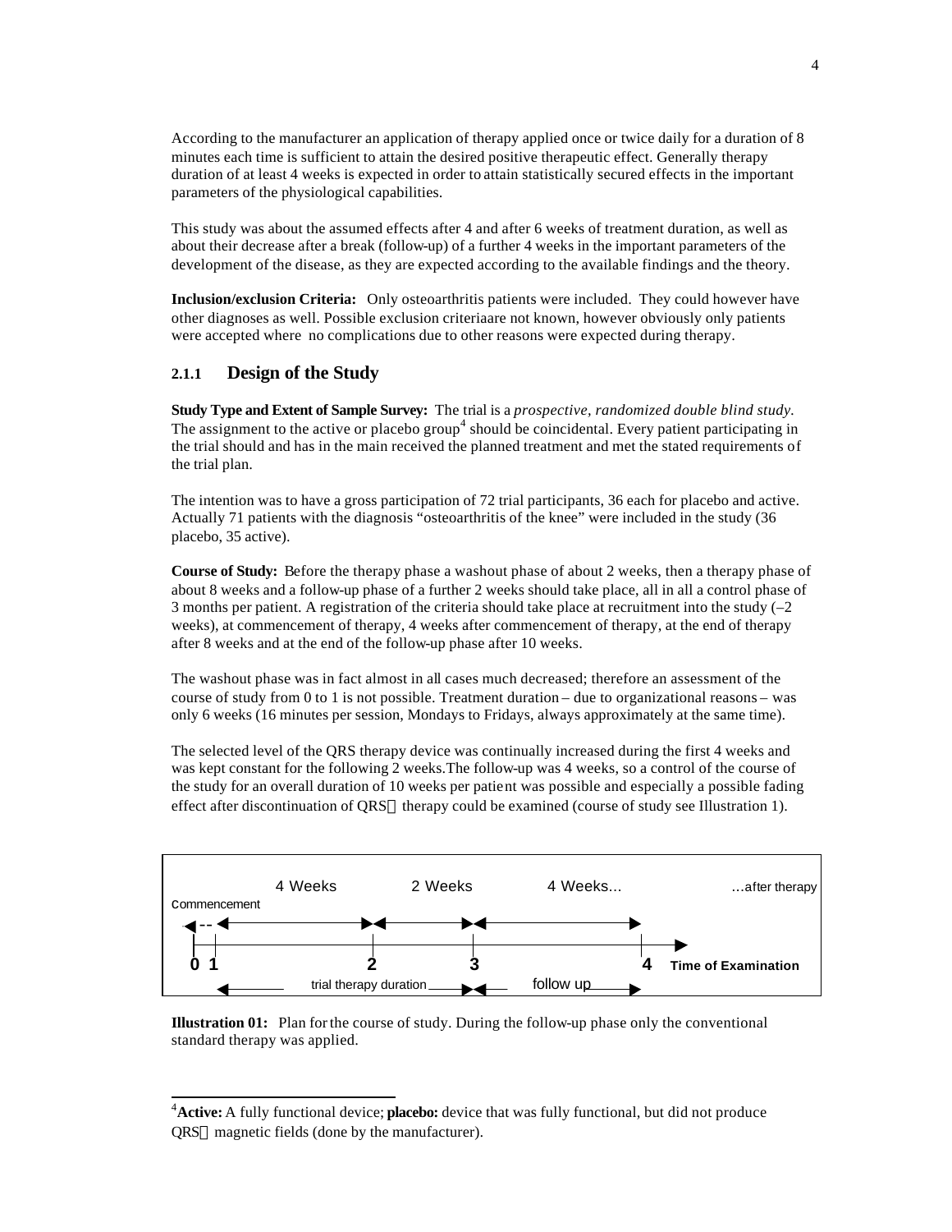According to the manufacturer an application of therapy applied once or twice daily for a duration of 8 minutes each time is sufficient to attain the desired positive therapeutic effect. Generally therapy duration of at least 4 weeks is expected in order to attain statistically secured effects in the important parameters of the physiological capabilities.

This study was about the assumed effects after 4 and after 6 weeks of treatment duration, as well as about their decrease after a break (follow-up) of a further 4 weeks in the important parameters of the development of the disease, as they are expected according to the available findings and the theory.

**Inclusion/exclusion Criteria:** Only osteoarthritis patients were included. They could however have other diagnoses as well. Possible exclusion criteriaare not known, however obviously only patients were accepted where no complications due to other reasons were expected during therapy.

### 2.1.1 Design of the Study

**Study Type and Extent of Sample Survey:** The trial is a *prospective, randomized double blind study*. The assignment to the active or placebo group[4] should be coincidental. Every patient participating in the trial should and has in the main received the planned treatment and met the stated requirements of the trial plan.

The intention was to have a gross participation of 72 trial participants, 36 each for placebo and active. Actually 71 patients with the diagnosis "osteoarthritis of the knee" were included in the study (36 placebo, 35 active).

**Course of Study:** Before the therapy phase a washout phase of about 2 weeks, then a therapy phase of about 8 weeks and a follow-up phase of a further 2 weeks should take place, all in all a control phase of 3 months per patient. A registration of the criteria should take place at recruitment into the study (–2 weeks), at commencement of therapy, 4 weeks after commencement of therapy, at the end of therapy after 8 weeks and at the end of the follow-up phase after 10 weeks.

The washout phase was in fact almost in all cases much decreased; therefore an assessment of the course of study from 0 to 1 is not possible. Treatment duration – due to organizational reasons – was only 6 weeks (16 minutes per session, Mondays to Fridays, always approximately at the same time).

The selected level of the QRS therapy device was continually increased during the first 4 weeks and was kept constant for the following 2 weeks.The follow-up was 4 weeks, so a control of the course of the study for an overall duration of 10 weeks per patient was possible and especially a possible fading effect after discontinuation of QRS therapy could be examined (course of study see Illustration 1).

| Commencement | 4 Weeks | 2 Weeks | 4 Weeks... | ...after therapy |
|---|---|---|---|---|
| 0 1 | 2 | 3 | 4 | Time of Examination |
| trial therapy duration | | follow up | | |

**Illustration 01:** Plan for the course of study. During the follow-up phase only the conventional standard therapy was applied.

[4] **Active:** A fully functional device; **placebo:** device that was fully functional, but did not produce QRS magnetic fields (done by the manufacturer).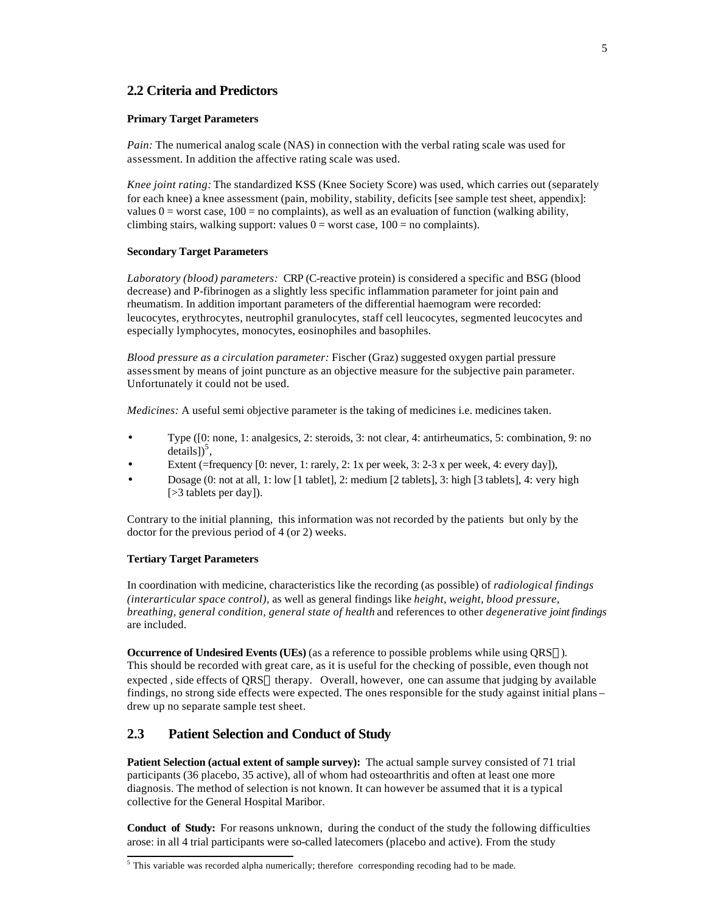## 2.2 Criteria and Predictors

**Primary Target Parameters**

*Pain:* The numerical analog scale (NAS) in connection with the verbal rating scale was used for assessment. In addition the affective rating scale was used.

*Knee joint rating:* The standardized KSS (Knee Society Score) was used, which carries out (separately for each knee) a knee assessment (pain, mobility, stability, deficits [see sample test sheet, appendix]: values 0 = worst case, 100 = no complaints), as well as an evaluation of function (walking ability, climbing stairs, walking support: values 0 = worst case, 100 = no complaints).

**Secondary Target Parameters**

*Laboratory (blood) parameters:* CRP (C-reactive protein) is considered a specific and BSG (blood decrease) and P-fibrinogen as a slightly less specific inflammation parameter for joint pain and rheumatism. In addition important parameters of the differential haemogram were recorded: leucocytes, erythrocytes, neutrophil granulocytes, staff cell leucocytes, segmented leucocytes and especially lymphocytes, monocytes, eosinophiles and basophiles.

*Blood pressure as a circulation parameter:* Fischer (Graz) suggested oxygen partial pressure assessment by means of joint puncture as an objective measure for the subjective pain parameter. Unfortunately it could not be used.

*Medicines:* A useful semi objective parameter is the taking of medicines i.e. medicines taken.

- Type ([0: none, 1: analgesics, 2: steroids, 3: not clear, 4: antirheumatics, 5: combination, 9: no details])[5],
- Extent (=frequency [0: never, 1: rarely, 2: 1x per week, 3: 2-3 x per week, 4: every day]),
- Dosage (0: not at all, 1: low [1 tablet], 2: medium [2 tablets], 3: high [3 tablets], 4: very high [>3 tablets per day]).

Contrary to the initial planning, this information was not recorded by the patients but only by the doctor for the previous period of 4 (or 2) weeks.

**Tertiary Target Parameters**

In coordination with medicine, characteristics like the recording (as possible) of *radiological findings (interarticular space control),* as well as general findings like *height, weight, blood pressure, breathing, general condition, general state of health* and references to other *degenerative joint findings* are included.

**Occurrence of Undesired Events (UEs)** (as a reference to possible problems while using QRS®). This should be recorded with great care, as it is useful for the checking of possible, even though not expected , side effects of QRS® therapy. Overall, however, one can assume that judging by available findings, no strong side effects were expected. The ones responsible for the study against initial plans – drew up no separate sample test sheet.

## 2.3 Patient Selection and Conduct of Study

**Patient Selection (actual extent of sample survey):** The actual sample survey consisted of 71 trial participants (36 placebo, 35 active), all of whom had osteoarthritis and often at least one more diagnosis. The method of selection is not known. It can however be assumed that it is a typical collective for the General Hospital Maribor.

**Conduct of Study:** For reasons unknown, during the conduct of the study the following difficulties arose: in all 4 trial participants were so-called latecomers (placebo and active). From the study

---

[5] This variable was recorded alpha numerically; therefore corresponding recoding had to be made.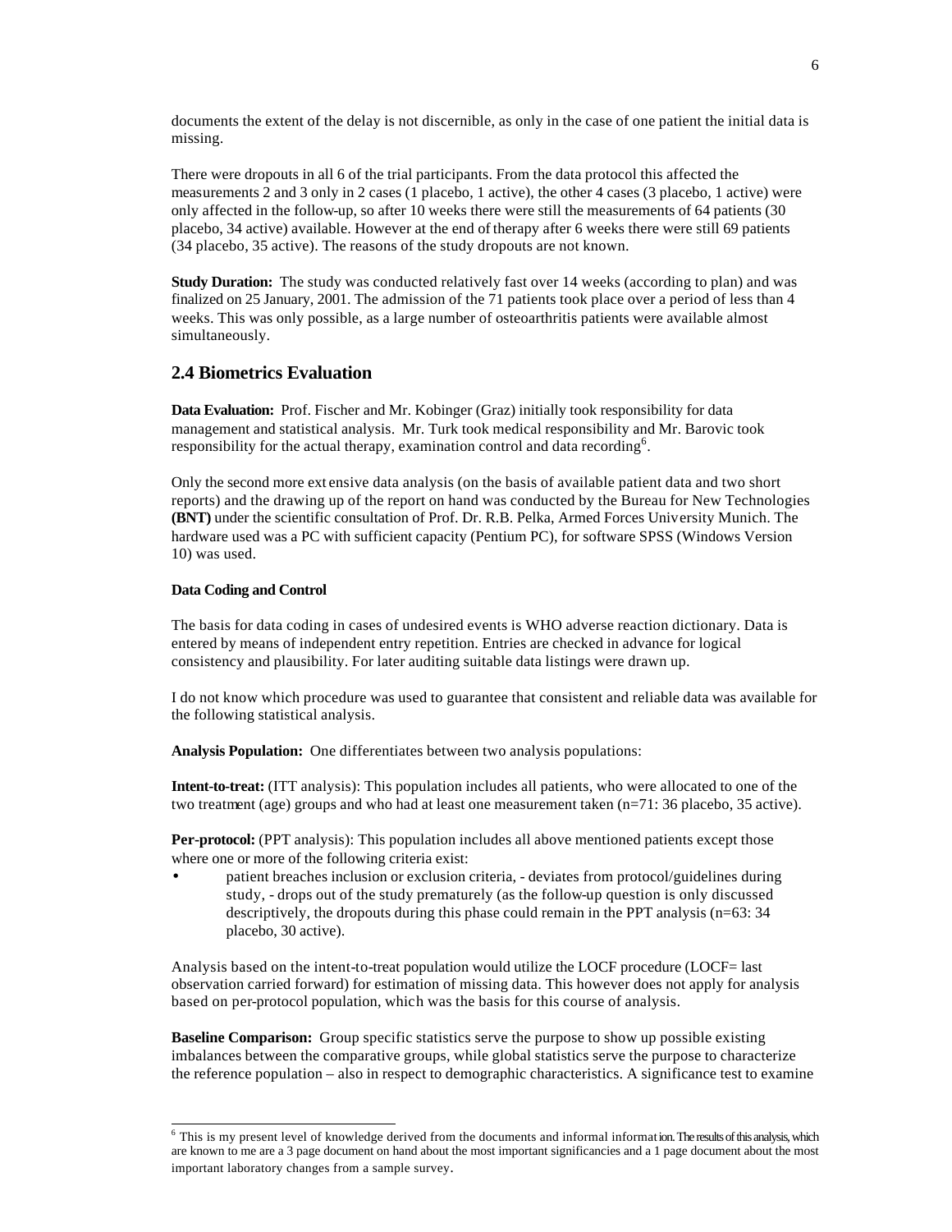documents the extent of the delay is not discernible, as only in the case of one patient the initial data is missing.

There were dropouts in all 6 of the trial participants. From the data protocol this affected the measurements 2 and 3 only in 2 cases (1 placebo, 1 active), the other 4 cases (3 placebo, 1 active) were only affected in the follow-up, so after 10 weeks there were still the measurements of 64 patients (30 placebo, 34 active) available. However at the end of therapy after 6 weeks there were still 69 patients (34 placebo, 35 active). The reasons of the study dropouts are not known.

**Study Duration:** The study was conducted relatively fast over 14 weeks (according to plan) and was finalized on 25 January, 2001. The admission of the 71 patients took place over a period of less than 4 weeks. This was only possible, as a large number of osteoarthritis patients were available almost simultaneously.

## 2.4 Biometrics Evaluation

**Data Evaluation:** Prof. Fischer and Mr. Kobinger (Graz) initially took responsibility for data management and statistical analysis. Mr. Turk took medical responsibility and Mr. Barovic took responsibility for the actual therapy, examination control and data recording[6].

Only the second more extensive data analysis (on the basis of available patient data and two short reports) and the drawing up of the report on hand was conducted by the Bureau for New Technologies **(BNT)** under the scientific consultation of Prof. Dr. R.B. Pelka, Armed Forces University Munich. The hardware used was a PC with sufficient capacity (Pentium PC), for software SPSS (Windows Version 10) was used.

#### Data Coding and Control

The basis for data coding in cases of undesired events is WHO adverse reaction dictionary. Data is entered by means of independent entry repetition. Entries are checked in advance for logical consistency and plausibility. For later auditing suitable data listings were drawn up.

I do not know which procedure was used to guarantee that consistent and reliable data was available for the following statistical analysis.

**Analysis Population:** One differentiates between two analysis populations:

**Intent-to-treat:** (ITT analysis): This population includes all patients, who were allocated to one of the two treatment (age) groups and who had at least one measurement taken (n=71: 36 placebo, 35 active).

**Per-protocol:** (PPT analysis): This population includes all above mentioned patients except those where one or more of the following criteria exist:

- patient breaches inclusion or exclusion criteria, - deviates from protocol/guidelines during study, - drops out of the study prematurely (as the follow-up question is only discussed descriptively, the dropouts during this phase could remain in the PPT analysis (n=63: 34 placebo, 30 active).

Analysis based on the intent-to-treat population would utilize the LOCF procedure (LOCF= last observation carried forward) for estimation of missing data. This however does not apply for analysis based on per-protocol population, which was the basis for this course of analysis.

**Baseline Comparison:** Group specific statistics serve the purpose to show up possible existing imbalances between the comparative groups, while global statistics serve the purpose to characterize the reference population – also in respect to demographic characteristics. A significance test to examine

[6] This is my present level of knowledge derived from the documents and informal information. The results of this analysis, which are known to me are a 3 page document on hand about the most important significancies and a 1 page document about the most important laboratory changes from a sample survey.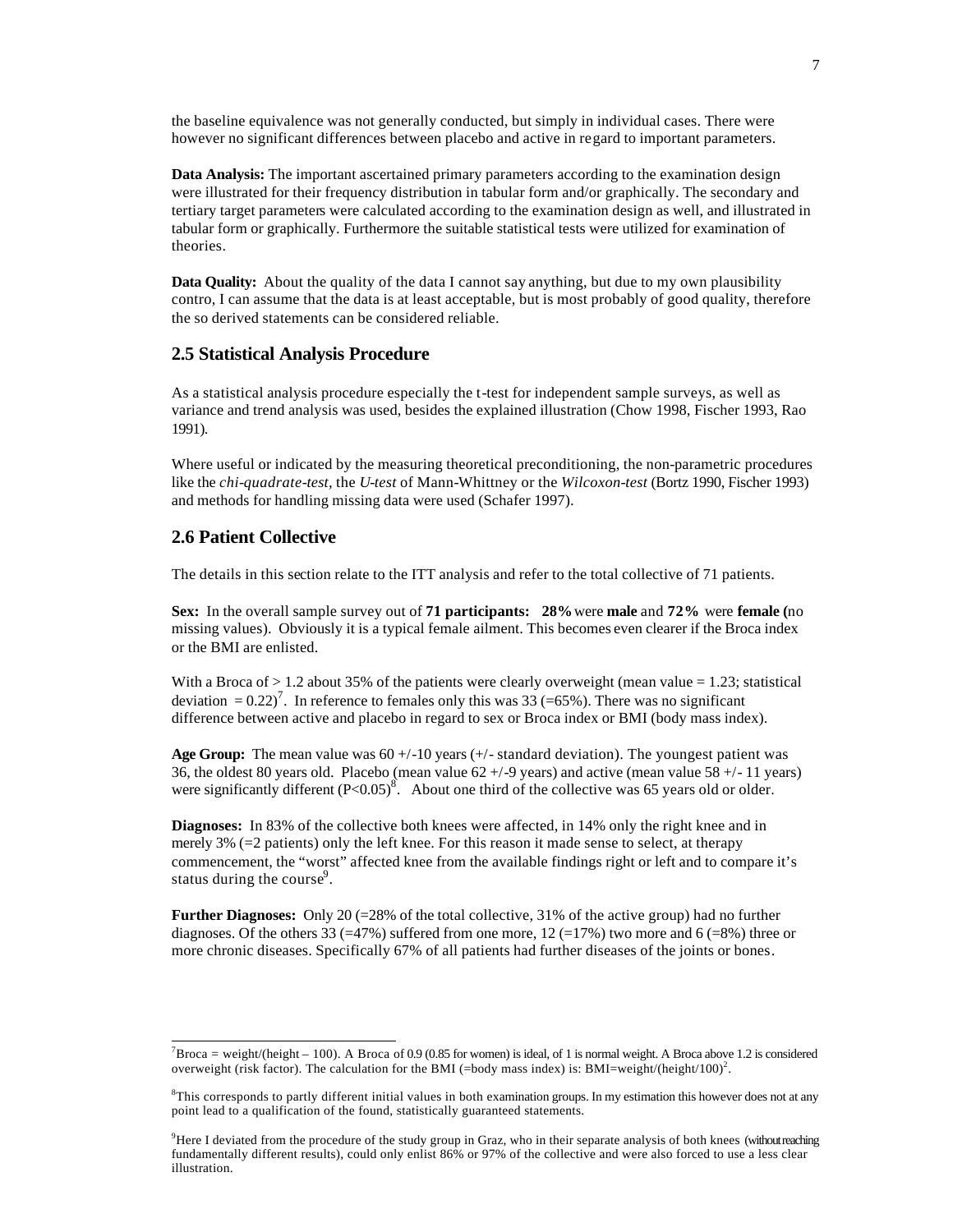the baseline equivalence was not generally conducted, but simply in individual cases. There were however no significant differences between placebo and active in regard to important parameters.

**Data Analysis:** The important ascertained primary parameters according to the examination design were illustrated for their frequency distribution in tabular form and/or graphically. The secondary and tertiary target parameters were calculated according to the examination design as well, and illustrated in tabular form or graphically. Furthermore the suitable statistical tests were utilized for examination of theories.

**Data Quality:** About the quality of the data I cannot say anything, but due to my own plausibility contro, I can assume that the data is at least acceptable, but is most probably of good quality, therefore the so derived statements can be considered reliable.

## 2.5 Statistical Analysis Procedure

As a statistical analysis procedure especially the t-test for independent sample surveys, as well as variance and trend analysis was used, besides the explained illustration (Chow 1998, Fischer 1993, Rao 1991).

Where useful or indicated by the measuring theoretical preconditioning, the non-parametric procedures like the *chi-quadrate-test*, the *U-test* of Mann-Whittney or the *Wilcoxon-test* (Bortz 1990, Fischer 1993) and methods for handling missing data were used (Schafer 1997).

## 2.6 Patient Collective

The details in this section relate to the ITT analysis and refer to the total collective of 71 patients.

**Sex:** In the overall sample survey out of **71 participants: 28%** were **male** and **72%** were **female (**no missing values). Obviously it is a typical female ailment. This becomes even clearer if the Broca index or the BMI are enlisted.

With a Broca of > 1.2 about 35% of the patients were clearly overweight (mean value = 1.23; statistical deviation = 0.22)[7]. In reference to females only this was 33 (=65%). There was no significant difference between active and placebo in regard to sex or Broca index or BMI (body mass index).

**Age Group:** The mean value was 60 +/-10 years (+/- standard deviation). The youngest patient was 36, the oldest 80 years old. Placebo (mean value 62 +/-9 years) and active (mean value 58 +/- 11 years) were significantly different ($P<0.05$)[8]. About one third of the collective was 65 years old or older.

**Diagnoses:** In 83% of the collective both knees were affected, in 14% only the right knee and in merely 3% (=2 patients) only the left knee. For this reason it made sense to select, at therapy commencement, the "worst" affected knee from the available findings right or left and to compare it's status during the course[9].

**Further Diagnoses:** Only 20 (=28% of the total collective, 31% of the active group) had no further diagnoses. Of the others 33 (=47%) suffered from one more, 12 (=17%) two more and 6 (=8%) three or more chronic diseases. Specifically 67% of all patients had further diseases of the joints or bones.

---

[7]Broca = weight/(height – 100). A Broca of 0.9 (0.85 for women) is ideal, of 1 is normal weight. A Broca above 1.2 is considered overweight (risk factor). The calculation for the BMI (=body mass index) is: BMI=weight/(height/100)$^2$.

[8]This corresponds to partly different initial values in both examination groups. In my estimation this however does not at any point lead to a qualification of the found, statistically guaranteed statements.

[9]Here I deviated from the procedure of the study group in Graz, who in their separate analysis of both knees (without reaching fundamentally different results), could only enlist 86% or 97% of the collective and were also forced to use a less clear illustration.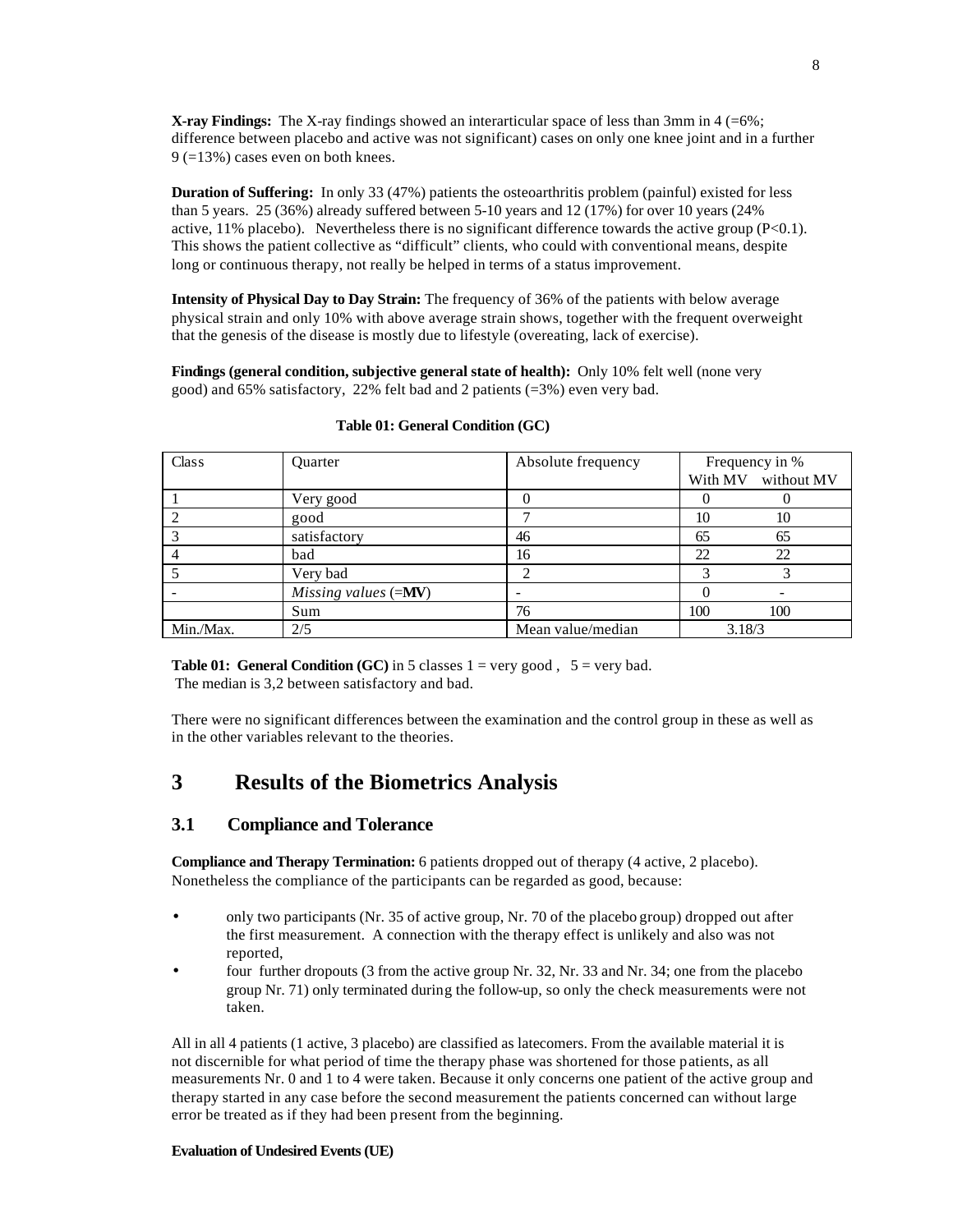**X-ray Findings:** The X-ray findings showed an interarticular space of less than 3mm in 4 (=6%; difference between placebo and active was not significant) cases on only one knee joint and in a further 9 (=13%) cases even on both knees.

**Duration of Suffering:** In only 33 (47%) patients the osteoarthritis problem (painful) existed for less than 5 years. 25 (36%) already suffered between 5-10 years and 12 (17%) for over 10 years (24% active, 11% placebo). Nevertheless there is no significant difference towards the active group (P<0.1). This shows the patient collective as "difficult" clients, who could with conventional means, despite long or continuous therapy, not really be helped in terms of a status improvement.

**Intensity of Physical Day to Day Strain:** The frequency of 36% of the patients with below average physical strain and only 10% with above average strain shows, together with the frequent overweight that the genesis of the disease is mostly due to lifestyle (overeating, lack of exercise).

**Findings (general condition, subjective general state of health):** Only 10% felt well (none very good) and 65% satisfactory, 22% felt bad and 2 patients (=3%) even very bad.

**Table 01: General Condition (GC)**

| Class | Quarter | Absolute frequency | Frequency in % With MV | Frequency in % without MV |
|---|---|---|---|---|
| 1 | Very good | 0 | 0 | 0 |
| 2 | good | 7 | 10 | 10 |
| 3 | satisfactory | 46 | 65 | 65 |
| 4 | bad | 16 | 22 | 22 |
| 5 | Very bad | 2 | 3 | 3 |
| - | *Missing values* (=**MV**) | - | 0 | - |
|  | Sum | 76 | 100 | 100 |
| Min./Max. | 2/5 | Mean value/median | 3.18/3 | |

**Table 01: General Condition (GC)** in 5 classes 1 = very good , 5 = very bad.
The median is 3,2 between satisfactory and bad.

There were no significant differences between the examination and the control group in these as well as in the other variables relevant to the theories.

# 3 Results of the Biometrics Analysis

## 3.1 Compliance and Tolerance

**Compliance and Therapy Termination:** 6 patients dropped out of therapy (4 active, 2 placebo). Nonetheless the compliance of the participants can be regarded as good, because:

- only two participants (Nr. 35 of active group, Nr. 70 of the placebo group) dropped out after the first measurement. A connection with the therapy effect is unlikely and also was not reported,
- four further dropouts (3 from the active group Nr. 32, Nr. 33 and Nr. 34; one from the placebo group Nr. 71) only terminated during the follow-up, so only the check measurements were not taken.

All in all 4 patients (1 active, 3 placebo) are classified as latecomers. From the available material it is not discernible for what period of time the therapy phase was shortened for those patients, as all measurements Nr. 0 and 1 to 4 were taken. Because it only concerns one patient of the active group and therapy started in any case before the second measurement the patients concerned can without large error be treated as if they had been present from the beginning.

**Evaluation of Undesired Events (UE)**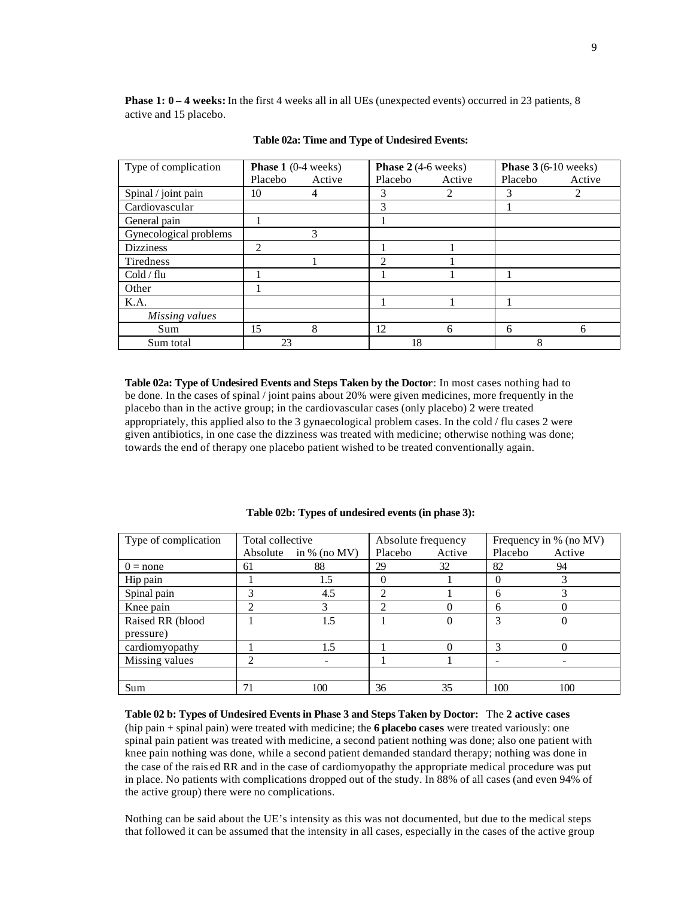**Phase 1: 0 – 4 weeks:** In the first 4 weeks all in all UEs (unexpected events) occurred in 23 patients, 8 active and 15 placebo.

**Table 02a: Time and Type of Undesired Events:**

| Type of complication | **Phase 1** (0-4 weeks) | | **Phase 2** (4-6 weeks) | | **Phase 3** (6-10 weeks) | |
|---|---|---|---|---|---|---|
| | Placebo | Active | Placebo | Active | Placebo | Active |
| Spinal / joint pain | 10 | 4 | 3 | 2 | 3 | 2 |
| Cardiovascular | | | 3 | | 1 | |
| General pain | 1 | | 1 | | | |
| Gynecological problems | | 3 | | | | |
| Dizziness | 2 | | 1 | 1 | | |
| Tiredness | | 1 | 2 | 1 | | |
| Cold / flu | 1 | | 1 | 1 | 1 | |
| Other | 1 | | | | | |
| K.A. | | | 1 | 1 | 1 | |
| *Missing values* | | | | | | |
| Sum | 15 | 8 | 12 | 6 | 6 | 6 |
| Sum total | 23 | | 18 | | 8 | |

**Table 02a: Type of Undesired Events and Steps Taken by the Doctor**: In most cases nothing had to be done. In the cases of spinal / joint pains about 20% were given medicines, more frequently in the placebo than in the active group; in the cardiovascular cases (only placebo) 2 were treated appropriately, this applied also to the 3 gynaecological problem cases. In the cold / flu cases 2 were given antibiotics, in one case the dizziness was treated with medicine; otherwise nothing was done; towards the end of therapy one placebo patient wished to be treated conventionally again.

**Table 02b: Types of undesired events (in phase 3):**

| Type of complication | Total collective | | Absolute frequency | | Frequency in % (no MV) | |
|---|---|---|---|---|---|---|
| | Absolute | in % (no MV) | Placebo | Active | Placebo | Active |
| 0 = none | 61 | 88 | 29 | 32 | 82 | 94 |
| Hip pain | 1 | 1.5 | 0 | 1 | 0 | 3 |
| Spinal pain | 3 | 4.5 | 2 | 1 | 6 | 3 |
| Knee pain | 2 | 3 | 2 | 0 | 6 | 0 |
| Raised RR (blood pressure) | 1 | 1.5 | 1 | 0 | 3 | 0 |
| cardiomyopathy | 1 | 1.5 | 1 | 0 | 3 | 0 |
| Missing values | 2 | - | 1 | 1 | - | - |
| | | | | | | |
| Sum | 71 | 100 | 36 | 35 | 100 | 100 |

**Table 02 b: Types of Undesired Events in Phase 3 and Steps Taken by Doctor:** The **2 active cases** (hip pain + spinal pain) were treated with medicine; the **6 placebo cases** were treated variously: one spinal pain patient was treated with medicine, a second patient nothing was done; also one patient with knee pain nothing was done, while a second patient demanded standard therapy; nothing was done in the case of the raised RR and in the case of cardiomyopathy the appropriate medical procedure was put in place. No patients with complications dropped out of the study. In 88% of all cases (and even 94% of the active group) there were no complications.

Nothing can be said about the UE's intensity as this was not documented, but due to the medical steps that followed it can be assumed that the intensity in all cases, especially in the cases of the active group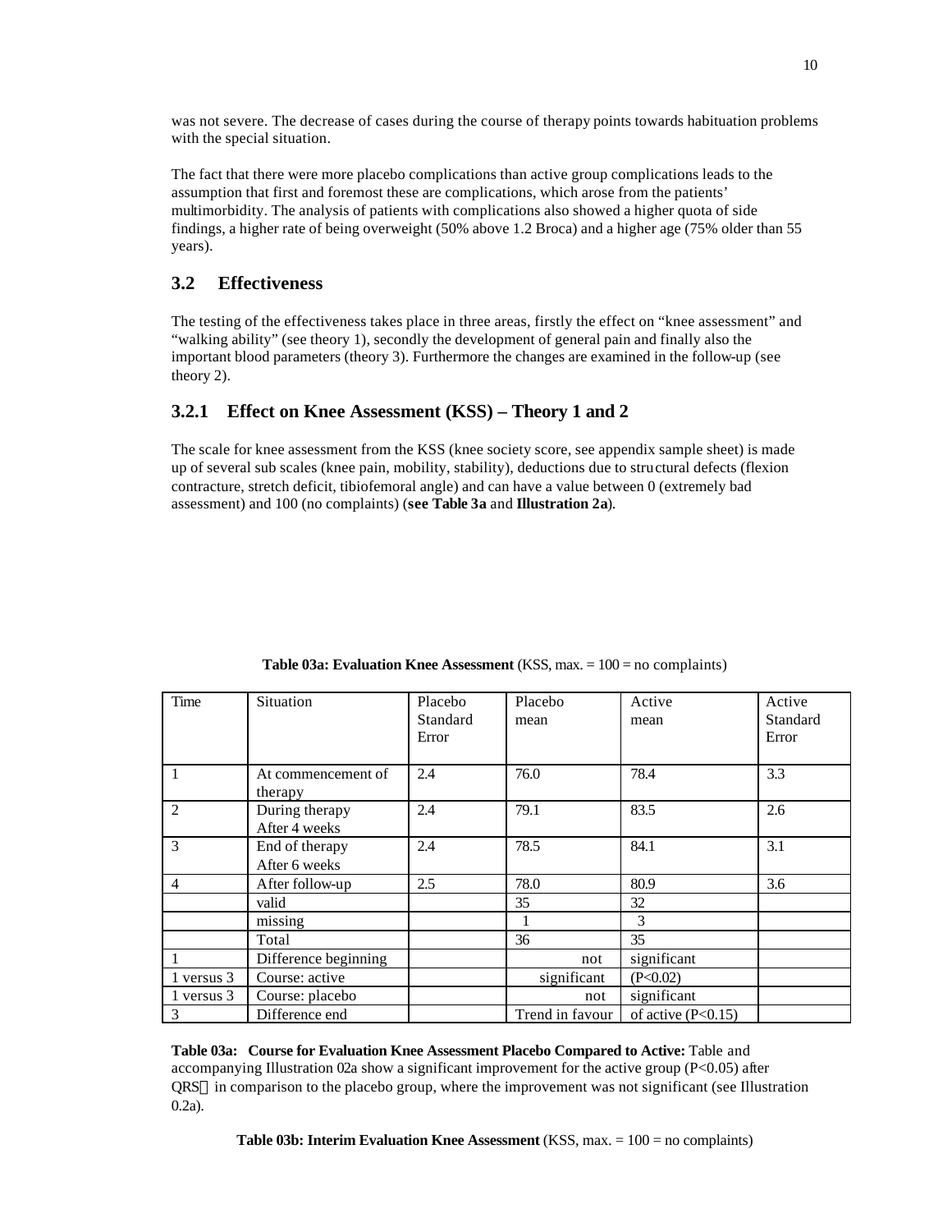was not severe. The decrease of cases during the course of therapy points towards habituation problems with the special situation.

The fact that there were more placebo complications than active group complications leads to the assumption that first and foremost these are complications, which arose from the patients' multimorbidity. The analysis of patients with complications also showed a higher quota of side findings, a higher rate of being overweight (50% above 1.2 Broca) and a higher age (75% older than 55 years).

## 3.2 Effectiveness

The testing of the effectiveness takes place in three areas, firstly the effect on "knee assessment" and "walking ability" (see theory 1), secondly the development of general pain and finally also the important blood parameters (theory 3). Furthermore the changes are examined in the follow-up (see theory 2).

### 3.2.1 Effect on Knee Assessment (KSS) – Theory 1 and 2

The scale for knee assessment from the KSS (knee society score, see appendix sample sheet) is made up of several sub scales (knee pain, mobility, stability), deductions due to structural defects (flexion contracture, stretch deficit, tibiofemoral angle) and can have a value between 0 (extremely bad assessment) and 100 (no complaints) (**see Table 3a** and **Illustration 2a**).

**Table 03a: Evaluation Knee Assessment** (KSS, max. = 100 = no complaints)

| Time | Situation | Placebo Standard Error | Placebo mean | Active mean | Active Standard Error |
|---|---|---|---|---|---|
| 1 | At commencement of therapy | 2.4 | 76.0 | 78.4 | 3.3 |
| 2 | During therapy After 4 weeks | 2.4 | 79.1 | 83.5 | 2.6 |
| 3 | End of therapy After 6 weeks | 2.4 | 78.5 | 84.1 | 3.1 |
| 4 | After follow-up | 2.5 | 78.0 | 80.9 | 3.6 |
| | valid | | 35 | 32 | |
| | missing | | 1 | 3 | |
| | Total | | 36 | 35 | |
| 1 | Difference beginning | | not | significant | |
| 1 versus 3 | Course: active | | significant | (P<0.02) | |
| 1 versus 3 | Course: placebo | | not | significant | |
| 3 | Difference end | | Trend in favour | of active (P<0.15) | |

**Table 03a: Course for Evaluation Knee Assessment Placebo Compared to Active:** Table and accompanying Illustration 02a show a significant improvement for the active group ($P<0.05$) after QRS in comparison to the placebo group, where the improvement was not significant (see Illustration 0.2a).

**Table 03b: Interim Evaluation Knee Assessment** (KSS, max. = 100 = no complaints)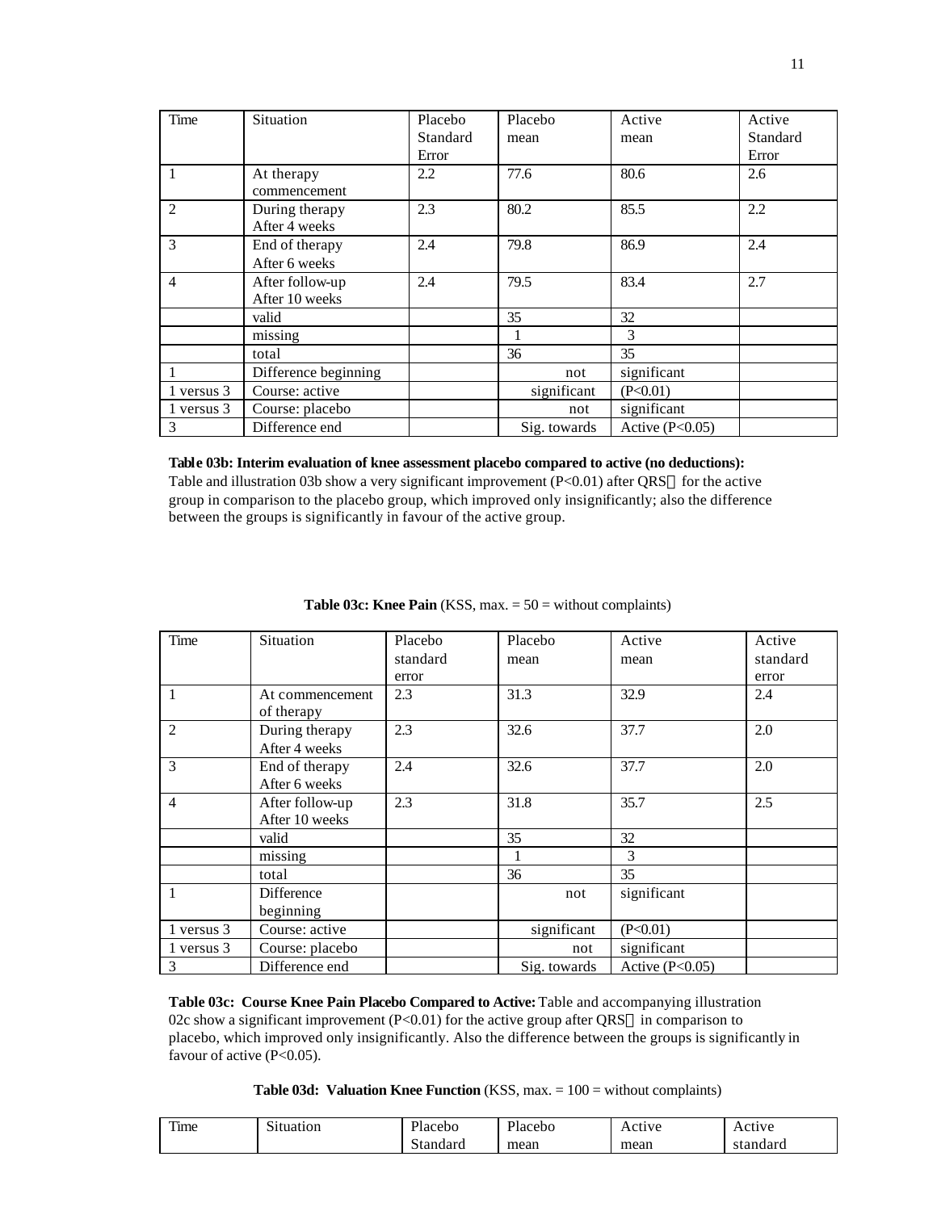| Time | Situation | Placebo Standard Error | Placebo mean | Active mean | Active Standard Error |
|---|---|---|---|---|---|
| 1 | At therapy commencement | 2.2 | 77.6 | 80.6 | 2.6 |
| 2 | During therapy After 4 weeks | 2.3 | 80.2 | 85.5 | 2.2 |
| 3 | End of therapy After 6 weeks | 2.4 | 79.8 | 86.9 | 2.4 |
| 4 | After follow-up After 10 weeks | 2.4 | 79.5 | 83.4 | 2.7 |
| | valid | | 35 | 32 | |
| | missing | | 1 | 3 | |
| | total | | 36 | 35 | |
| 1 | Difference beginning | | not | significant | |
| 1 versus 3 | Course: active | | significant | (P<0.01) | |
| 1 versus 3 | Course: placebo | | not | significant | |
| 3 | Difference end | | Sig. towards | Active (P<0.05) | |

**Table 03b: Interim evaluation of knee assessment placebo compared to active (no deductions):**
Table and illustration 03b show a very significant improvement (P<0.01) after QRS for the active group in comparison to the placebo group, which improved only insignificantly; also the difference between the groups is significantly in favour of the active group.

**Table 03c: Knee Pain** (KSS, max. = 50 = without complaints)

| Time | Situation | Placebo standard error | Placebo mean | Active mean | Active standard error |
|---|---|---|---|---|---|
| 1 | At commencement of therapy | 2.3 | 31.3 | 32.9 | 2.4 |
| 2 | During therapy After 4 weeks | 2.3 | 32.6 | 37.7 | 2.0 |
| 3 | End of therapy After 6 weeks | 2.4 | 32.6 | 37.7 | 2.0 |
| 4 | After follow-up After 10 weeks | 2.3 | 31.8 | 35.7 | 2.5 |
| | valid | | 35 | 32 | |
| | missing | | 1 | 3 | |
| | total | | 36 | 35 | |
| 1 | Difference beginning | | not | significant | |
| 1 versus 3 | Course: active | | significant | (P<0.01) | |
| 1 versus 3 | Course: placebo | | not | significant | |
| 3 | Difference end | | Sig. towards | Active (P<0.05) | |

**Table 03c: Course Knee Pain Placebo Compared to Active:** Table and accompanying illustration 02c show a significant improvement (P<0.01) for the active group after QRS in comparison to placebo, which improved only insignificantly. Also the difference between the groups is significantly in favour of active (P<0.05).

**Table 03d: Valuation Knee Function** (KSS, max. = 100 = without complaints)

| Time | Situation | Placebo Standard | Placebo mean | Active mean | Active standard |
|---|---|---|---|---|---|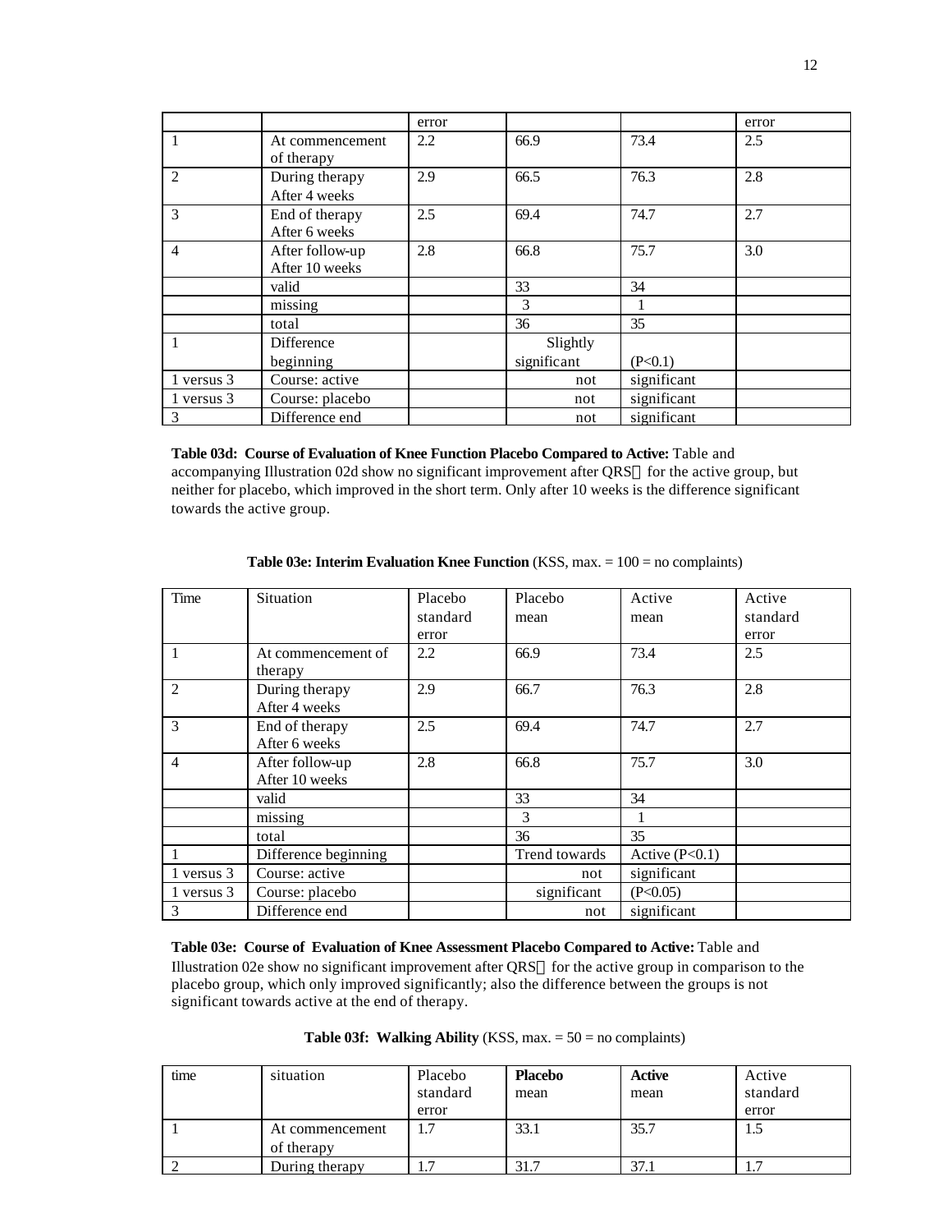| | | error | | | error |
|---|---|---|---|---|---|
| 1 | At commencement of therapy | 2.2 | 66.9 | 73.4 | 2.5 |
| 2 | During therapy After 4 weeks | 2.9 | 66.5 | 76.3 | 2.8 |
| 3 | End of therapy After 6 weeks | 2.5 | 69.4 | 74.7 | 2.7 |
| 4 | After follow-up After 10 weeks | 2.8 | 66.8 | 75.7 | 3.0 |
| | valid | | 33 | 34 | |
| | missing | | 3 | 1 | |
| | total | | 36 | 35 | |
| 1 | Difference beginning | | Slightly significant | (P<0.1) | |
| 1 versus 3 | Course: active | | not | significant | |
| 1 versus 3 | Course: placebo | | not | significant | |
| 3 | Difference end | | not | significant | |

**Table 03d: Course of Evaluation of Knee Function Placebo Compared to Active:** Table and accompanying Illustration 02d show no significant improvement after QRS for the active group, but neither for placebo, which improved in the short term. Only after 10 weeks is the difference significant towards the active group.

**Table 03e: Interim Evaluation Knee Function** (KSS, max. = 100 = no complaints)

| Time | Situation | Placebo standard error | Placebo mean | Active mean | Active standard error |
|---|---|---|---|---|---|
| 1 | At commencement of therapy | 2.2 | 66.9 | 73.4 | 2.5 |
| 2 | During therapy After 4 weeks | 2.9 | 66.7 | 76.3 | 2.8 |
| 3 | End of therapy After 6 weeks | 2.5 | 69.4 | 74.7 | 2.7 |
| 4 | After follow-up After 10 weeks | 2.8 | 66.8 | 75.7 | 3.0 |
| | valid | | 33 | 34 | |
| | missing | | 3 | 1 | |
| | total | | 36 | 35 | |
| 1 | Difference beginning | | Trend towards | Active (P<0.1) | |
| 1 versus 3 | Course: active | | not | significant | |
| 1 versus 3 | Course: placebo | | significant | (P<0.05) | |
| 3 | Difference end | | not | significant | |

**Table 03e: Course of Evaluation of Knee Assessment Placebo Compared to Active:** Table and Illustration 02e show no significant improvement after QRS for the active group in comparison to the placebo group, which only improved significantly; also the difference between the groups is not significant towards active at the end of therapy.

**Table 03f: Walking Ability** (KSS, max. = 50 = no complaints)

| time | situation | Placebo standard error | **Placebo** mean | **Active** mean | Active standard error |
|---|---|---|---|---|---|
| 1 | At commencement of therapy | 1.7 | 33.1 | 35.7 | 1.5 |
| 2 | During therapy | 1.7 | 31.7 | 37.1 | 1.7 |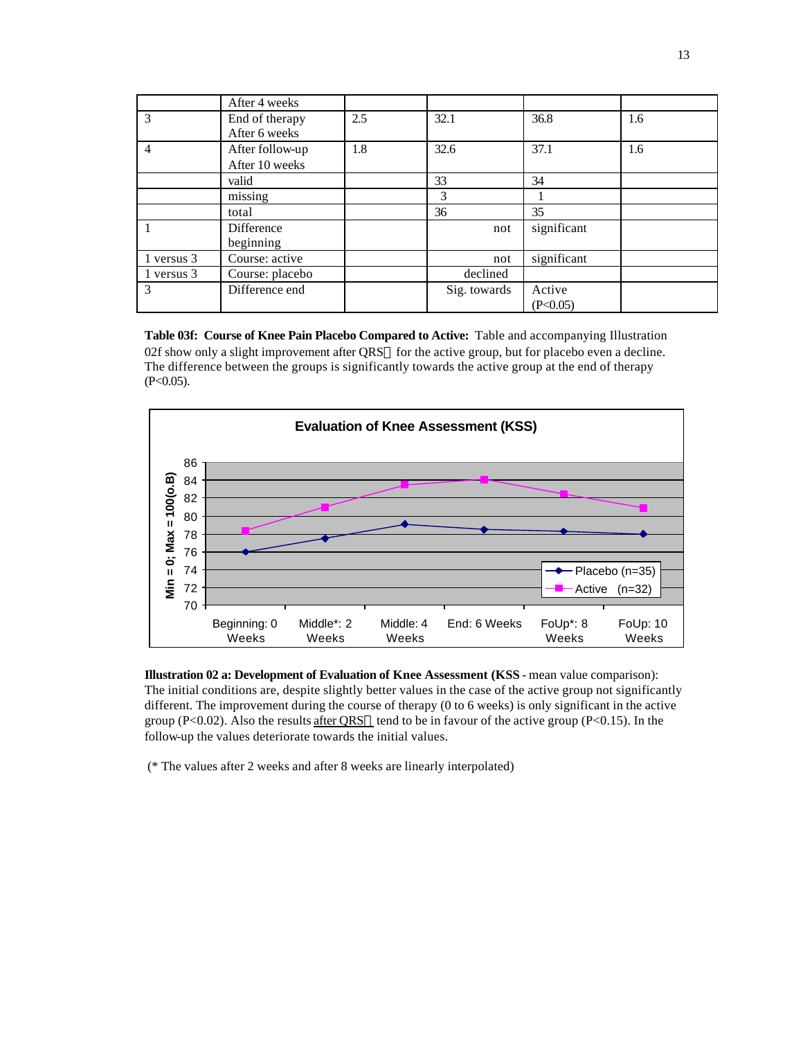|  | After 4 weeks |  |  |  |  |
|---|---|---|---|---|---|
| 3 | End of therapy After 6 weeks | 2.5 | 32.1 | 36.8 | 1.6 |
| 4 | After follow-up After 10 weeks | 1.8 | 32.6 | 37.1 | 1.6 |
|  | valid |  | 33 | 34 |  |
|  | missing |  | 3 | 1 |  |
|  | total |  | 36 | 35 |  |
| 1 | Difference beginning |  | not | significant |  |
| 1 versus 3 | Course: active |  | not | significant |  |
| 1 versus 3 | Course: placebo |  | declined |  |  |
| 3 | Difference end |  | Sig. towards | Active (P<0.05) |  |

**Table 03f: Course of Knee Pain Placebo Compared to Active:** Table and accompanying Illustration 02f show only a slight improvement after QRS for the active group, but for placebo even a decline. The difference between the groups is significantly towards the active group at the end of therapy (P<0.05).

**Evaluation of Knee Assessment (KSS)**

**Illustration 02 a: Development of Evaluation of Knee Assessment (KSS** - mean value comparison): The initial conditions are, despite slightly better values in the case of the active group not significantly different. The improvement during the course of therapy (0 to 6 weeks) is only significant in the active group (P<0.02). Also the results after QRS tend to be in favour of the active group (P<0.15). In the follow-up the values deteriorate towards the initial values.

(* The values after 2 weeks and after 8 weeks are linearly interpolated)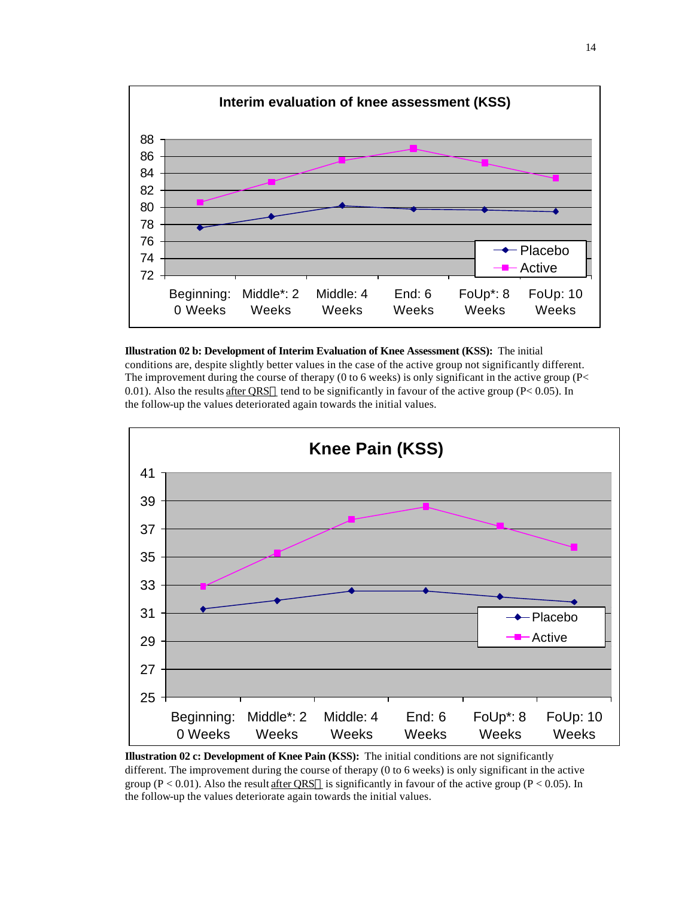**Interim evaluation of knee assessment (KSS)**

**Illustration 02 b: Development of Interim Evaluation of Knee Assessment (KSS):** The initial conditions are, despite slightly better values in the case of the active group not significantly different. The improvement during the course of therapy (0 to 6 weeks) is only significant in the active group ($P < 0.01$). Also the results after QRS tend to be significantly in favour of the active group ($P < 0.05$). In the follow-up the values deteriorated again towards the initial values.

**Knee Pain (KSS)**

**Illustration 02 c: Development of Knee Pain (KSS):** The initial conditions are not significantly different. The improvement during the course of therapy (0 to 6 weeks) is only significant in the active group ($P < 0.01$). Also the result after QRS is significantly in favour of the active group ($P < 0.05$). In the follow-up the values deteriorate again towards the initial values.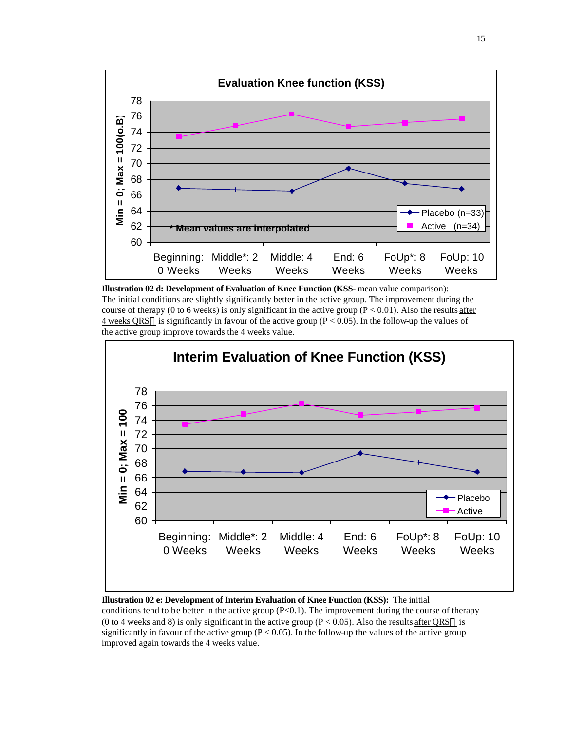**Illustration 02 d: Development of Evaluation of Knee Function (KSS-** mean value comparison): The initial conditions are slightly significantly better in the active group. The improvement during the course of therapy (0 to 6 weeks) is only significant in the active group ($P < 0.01$). Also the results after 4 weeks QRS is significantly in favour of the active group ($P < 0.05$). In the follow-up the values of the active group improve towards the 4 weeks value.

**Illustration 02 e: Development of Interim Evaluation of Knee Function (KSS):** The initial conditions tend to be better in the active group ($P<0.1$). The improvement during the course of therapy (0 to 4 weeks and 8) is only significant in the active group ($P < 0.05$). Also the results after QRS is significantly in favour of the active group ($P < 0.05$). In the follow-up the values of the active group improved again towards the 4 weeks value.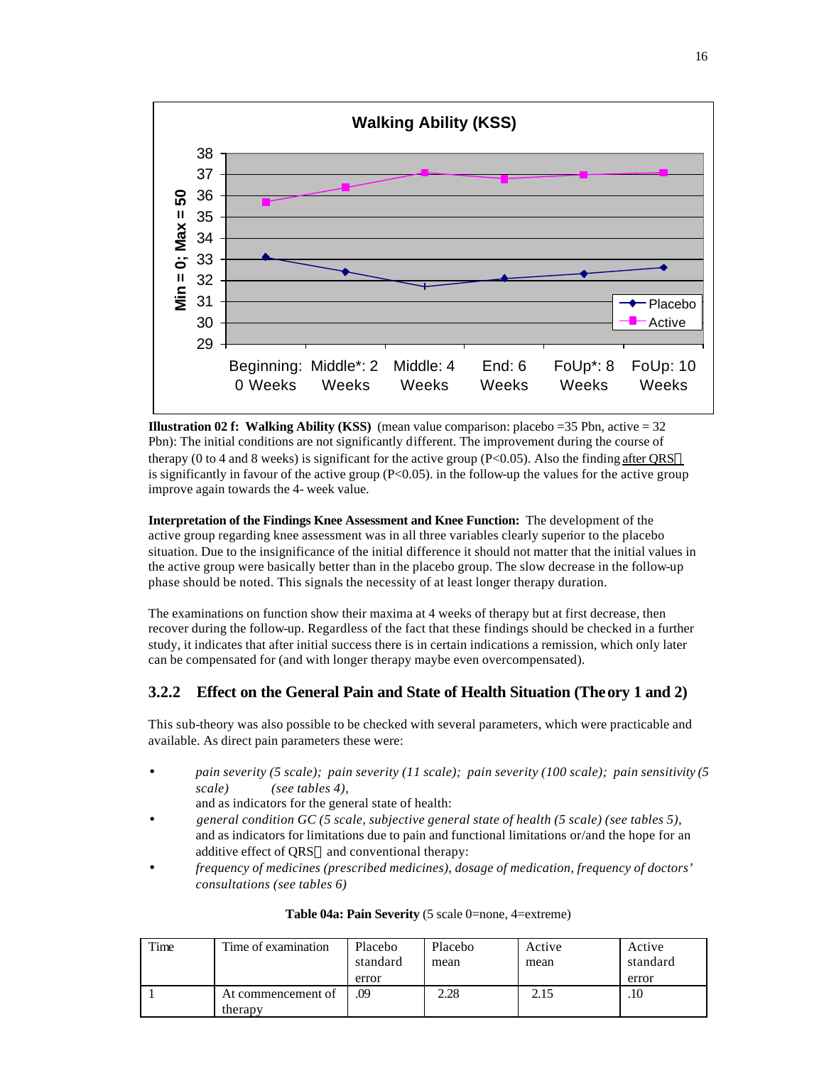**Illustration 02 f: Walking Ability (KSS)** (mean value comparison: placebo =35 Pbn, active = 32 Pbn): The initial conditions are not significantly different. The improvement during the course of therapy (0 to 4 and 8 weeks) is significant for the active group (P<0.05). Also the finding after QRS is significantly in favour of the active group (P<0.05). in the follow-up the values for the active group improve again towards the 4- week value.

**Interpretation of the Findings Knee Assessment and Knee Function:** The development of the active group regarding knee assessment was in all three variables clearly superior to the placebo situation. Due to the insignificance of the initial difference it should not matter that the initial values in the active group were basically better than in the placebo group. The slow decrease in the follow-up phase should be noted. This signals the necessity of at least longer therapy duration.

The examinations on function show their maxima at 4 weeks of therapy but at first decrease, then recover during the follow-up. Regardless of the fact that these findings should be checked in a further study, it indicates that after initial success there is in certain indications a remission, which only later can be compensated for (and with longer therapy maybe even overcompensated).

### 3.2.2 Effect on the General Pain and State of Health Situation (Theory 1 and 2)

This sub-theory was also possible to be checked with several parameters, which were practicable and available. As direct pain parameters these were:

- *pain severity (5 scale); pain severity (11 scale); pain severity (100 scale); pain sensitivity (5 scale) (see tables 4),*
  and as indicators for the general state of health:
- *general condition GC (5 scale, subjective general state of health (5 scale) (see tables 5),*
  and as indicators for limitations due to pain and functional limitations or/and the hope for an additive effect of QRS and conventional therapy:
- *frequency of medicines (prescribed medicines), dosage of medication, frequency of doctors' consultations (see tables 6)*

**Table 04a: Pain Severity** (5 scale 0=none, 4=extreme)

| Time | Time of examination | Placebo standard error | Placebo mean | Active mean | Active standard error |
|---|---|---|---|---|---|
| 1 | At commencement of therapy | .09 | 2.28 | 2.15 | .10 |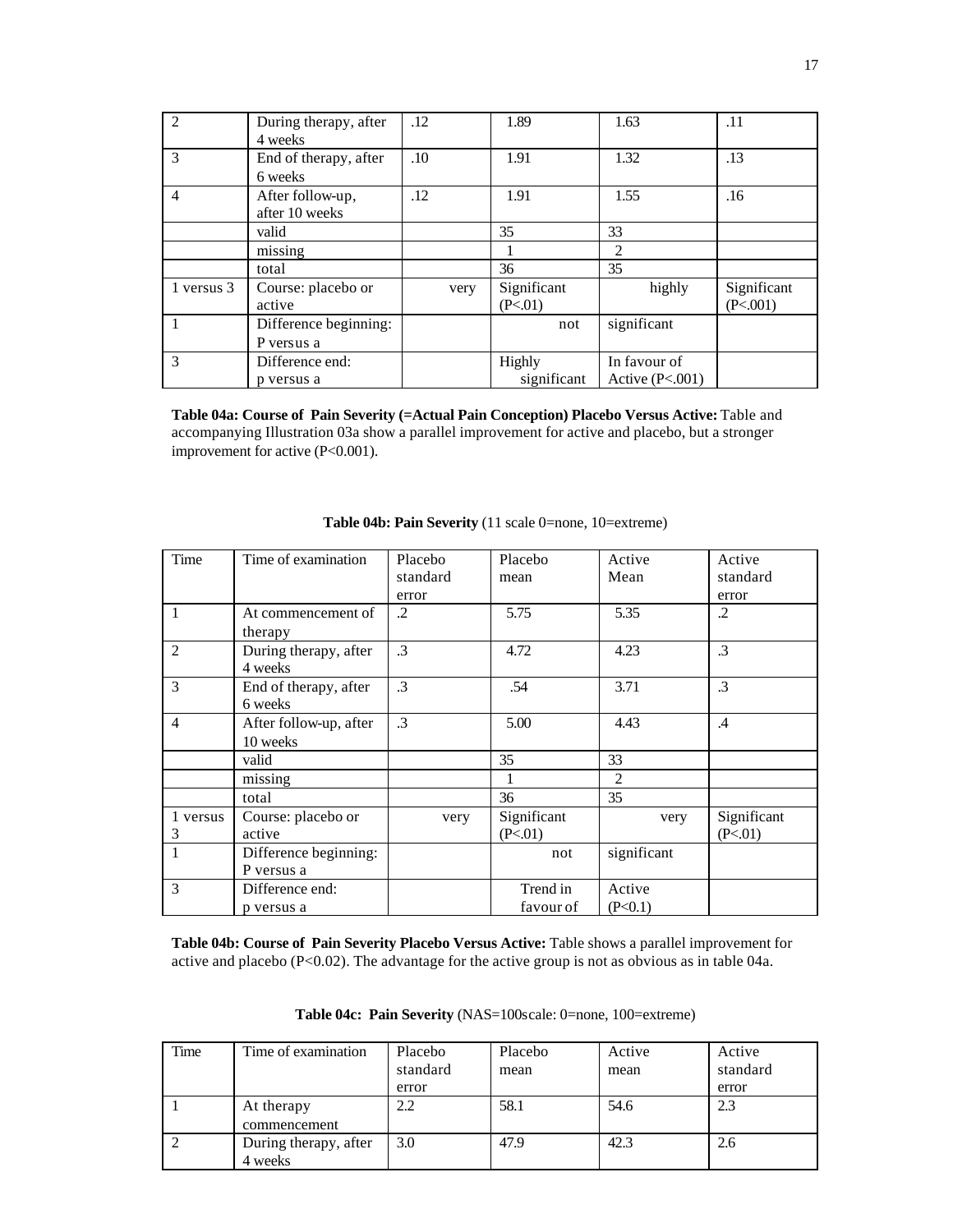| 2 | During therapy, after 4 weeks | .12 | 1.89 | 1.63 | .11 |
|---|---|---|---|---|---|
| 3 | End of therapy, after 6 weeks | .10 | 1.91 | 1.32 | .13 |
| 4 | After follow-up, after 10 weeks | .12 | 1.91 | 1.55 | .16 |
| | valid | | 35 | 33 | |
| | missing | | 1 | 2 | |
| | total | | 36 | 35 | |
| 1 versus 3 | Course: placebo or active | very | Significant (P<.01) | highly | Significant (P<.001) |
| 1 | Difference beginning: P versus a | | not | significant | |
| 3 | Difference end: p versus a | | Highly significant | In favour of Active (P<.001) | |

**Table 04a: Course of Pain Severity (=Actual Pain Conception) Placebo Versus Active:** Table and accompanying Illustration 03a show a parallel improvement for active and placebo, but a stronger improvement for active (P<0.001).

**Table 04b: Pain Severity** (11 scale 0=none, 10=extreme)

| Time | Time of examination | Placebo standard error | Placebo mean | Active Mean | Active standard error |
|---|---|---|---|---|---|
| 1 | At commencement of therapy | .2 | 5.75 | 5.35 | .2 |
| 2 | During therapy, after 4 weeks | .3 | 4.72 | 4.23 | .3 |
| 3 | End of therapy, after 6 weeks | .3 | .54 | 3.71 | .3 |
| 4 | After follow-up, after 10 weeks | .3 | 5.00 | 4.43 | .4 |
| | valid | | 35 | 33 | |
| | missing | | 1 | 2 | |
| | total | | 36 | 35 | |
| 1 versus 3 | Course: placebo or active | very | Significant (P<.01) | very | Significant (P<.01) |
| 1 | Difference beginning: P versus a | | not | significant | |
| 3 | Difference end: p versus a | | Trend in favour of | Active (P<0.1) | |

**Table 04b: Course of Pain Severity Placebo Versus Active:** Table shows a parallel improvement for active and placebo (P<0.02). The advantage for the active group is not as obvious as in table 04a.

**Table 04c: Pain Severity** (NAS=100scale: 0=none, 100=extreme)

| Time | Time of examination | Placebo standard error | Placebo mean | Active mean | Active standard error |
|---|---|---|---|---|---|
| 1 | At therapy commencement | 2.2 | 58.1 | 54.6 | 2.3 |
| 2 | During therapy, after 4 weeks | 3.0 | 47.9 | 42.3 | 2.6 |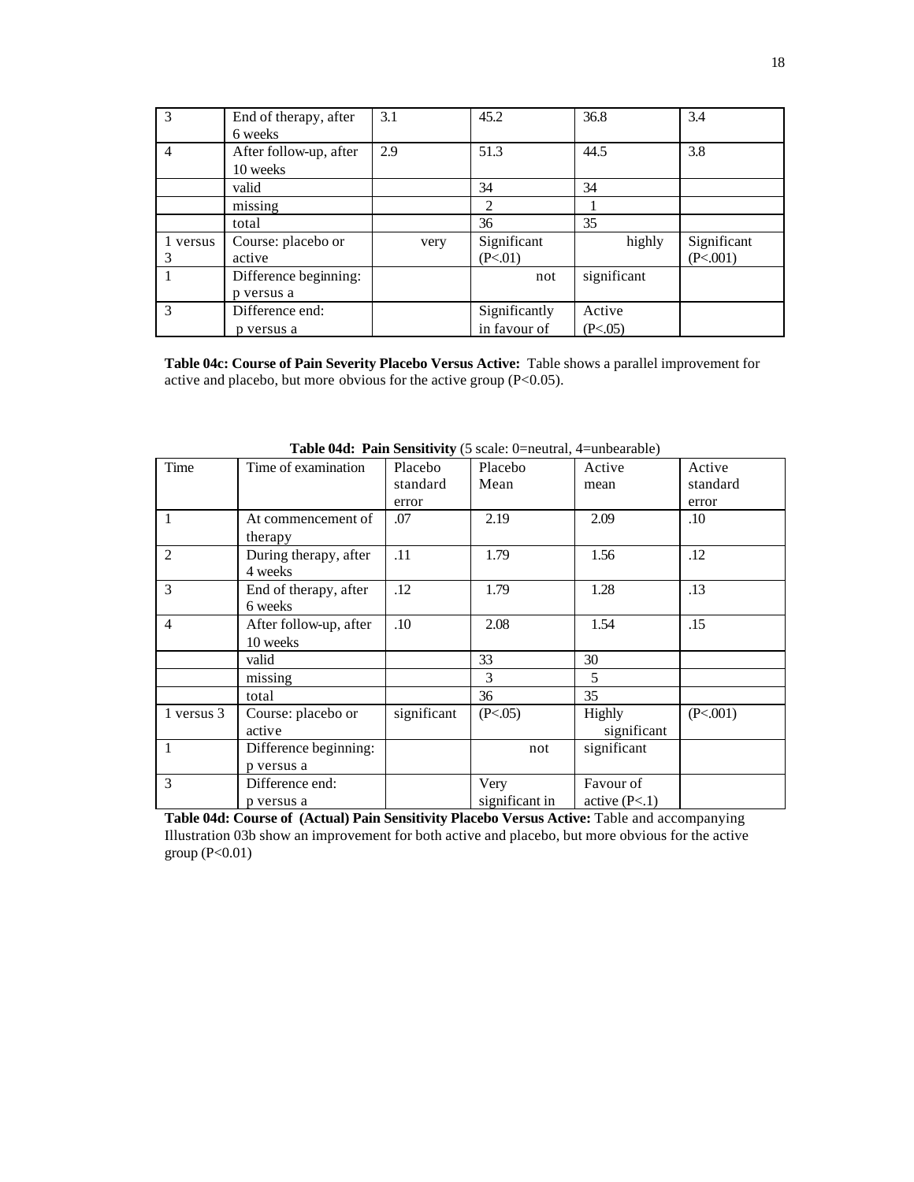| | | | | | |
|---|---|---|---|---|---|
| 3 | End of therapy, after 6 weeks | 3.1 | 45.2 | 36.8 | 3.4 |
| 4 | After follow-up, after 10 weeks | 2.9 | 51.3 | 44.5 | 3.8 |
| | valid | | 34 | 34 | |
| | missing | | 2 | 1 | |
| | total | | 36 | 35 | |
| 1 versus 3 | Course: placebo or active | very | Significant (P<.01) | highly | Significant (P<.001) |
| 1 | Difference beginning: p versus a | | not | significant | |
| 3 | Difference end: p versus a | | Significantly in favour of | Active (P<.05) | |

**Table 04c: Course of Pain Severity Placebo Versus Active:** Table shows a parallel improvement for active and placebo, but more obvious for the active group (P<0.05).

**Table 04d: Pain Sensitivity** (5 scale: 0=neutral, 4=unbearable)

| Time | Time of examination | Placebo standard error | Placebo Mean | Active mean | Active standard error |
|---|---|---|---|---|---|
| 1 | At commencement of therapy | .07 | 2.19 | 2.09 | .10 |
| 2 | During therapy, after 4 weeks | .11 | 1.79 | 1.56 | .12 |
| 3 | End of therapy, after 6 weeks | .12 | 1.79 | 1.28 | .13 |
| 4 | After follow-up, after 10 weeks | .10 | 2.08 | 1.54 | .15 |
| | valid | | 33 | 30 | |
| | missing | | 3 | 5 | |
| | total | | 36 | 35 | |
| 1 versus 3 | Course: placebo or active | significant | (P<.05) | Highly significant | (P<.001) |
| 1 | Difference beginning: p versus a | | not | significant | |
| 3 | Difference end: p versus a | | Very significant in | Favour of active (P<.1) | |

**Table 04d: Course of (Actual) Pain Sensitivity Placebo Versus Active:** Table and accompanying Illustration 03b show an improvement for both active and placebo, but more obvious for the active group (P<0.01)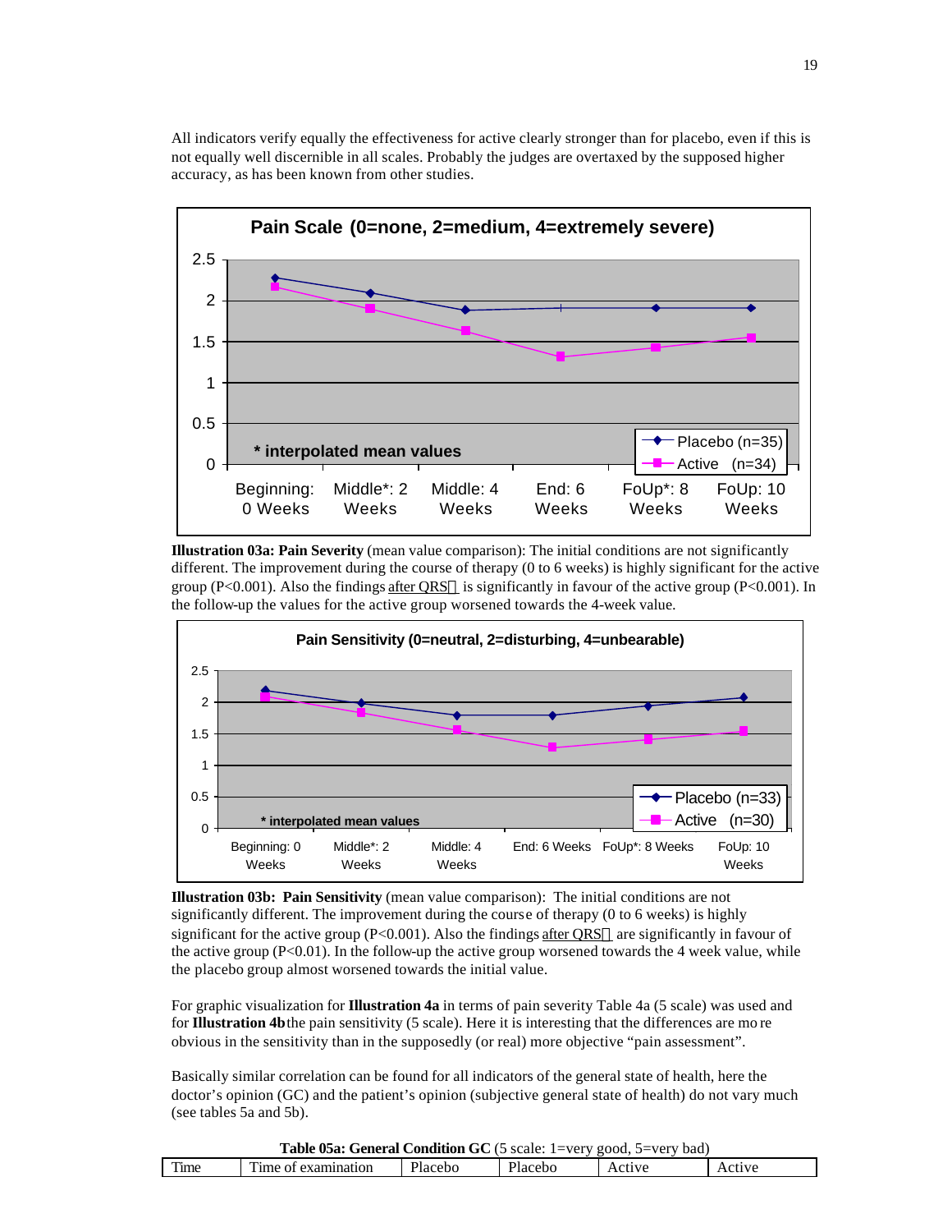All indicators verify equally the effectiveness for active clearly stronger than for placebo, even if this is not equally well discernible in all scales. Probably the judges are overtaxed by the supposed higher accuracy, as has been known from other studies.

**Illustration 03a: Pain Severity** (mean value comparison): The initial conditions are not significantly different. The improvement during the course of therapy (0 to 6 weeks) is highly significant for the active group ($P<0.001$). Also the findings after QRS is significantly in favour of the active group ($P<0.001$). In the follow-up the values for the active group worsened towards the 4-week value.

**Illustration 03b: Pain Sensitivity** (mean value comparison): The initial conditions are not significantly different. The improvement during the course of therapy (0 to 6 weeks) is highly significant for the active group ($P<0.001$). Also the findings after QRS are significantly in favour of the active group ($P<0.01$). In the follow-up the active group worsened towards the 4 week value, while the placebo group almost worsened towards the initial value.

For graphic visualization for **Illustration 4a** in terms of pain severity Table 4a (5 scale) was used and for **Illustration 4b** the pain sensitivity (5 scale). Here it is interesting that the differences are more obvious in the sensitivity than in the supposedly (or real) more objective "pain assessment".

Basically similar correlation can be found for all indicators of the general state of health, here the doctor's opinion (GC) and the patient's opinion (subjective general state of health) do not vary much (see tables 5a and 5b).

**Table 05a: General Condition GC** (5 scale: 1=very good, 5=very bad)

| Time | Time of examination | Placebo | Placebo | Active | Active |
|---|---|---|---|---|---|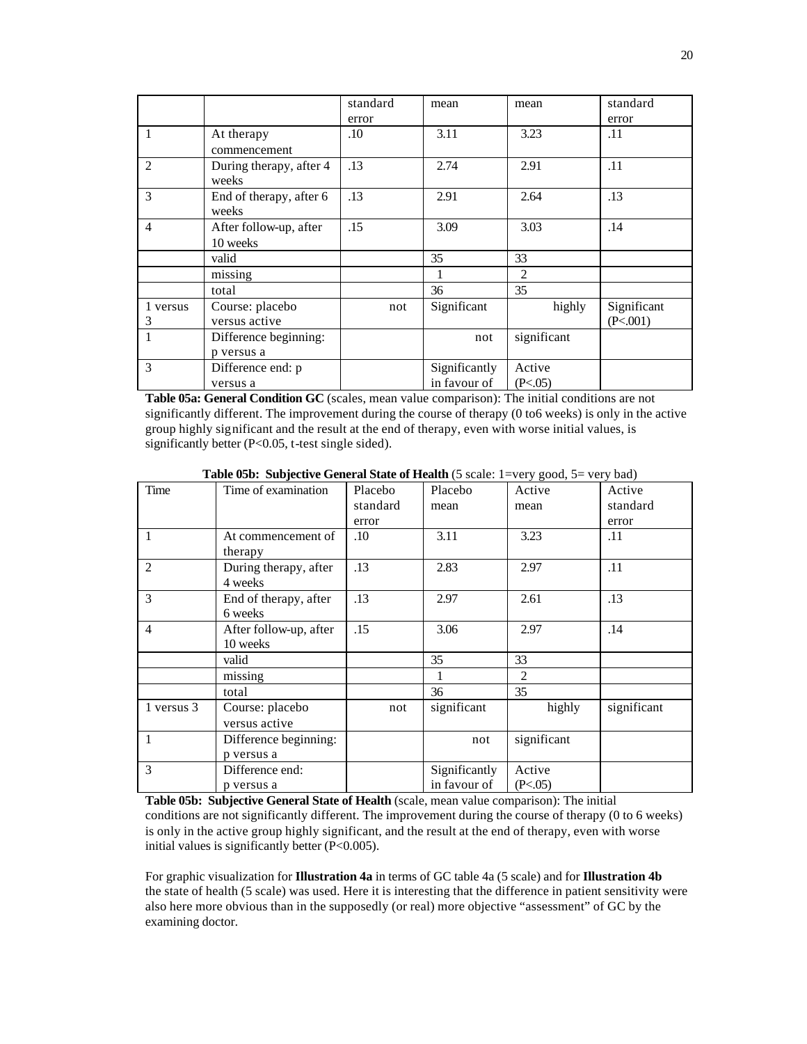| | | standard error | mean | mean | standard error |
|---|---|---|---|---|---|
| 1 | At therapy commencement | .10 | 3.11 | 3.23 | .11 |
| 2 | During therapy, after 4 weeks | .13 | 2.74 | 2.91 | .11 |
| 3 | End of therapy, after 6 weeks | .13 | 2.91 | 2.64 | .13 |
| 4 | After follow-up, after 10 weeks | .15 | 3.09 | 3.03 | .14 |
| | valid | | 35 | 33 | |
| | missing | | 1 | 2 | |
| | total | | 36 | 35 | |
| 1 versus 3 | Course: placebo versus active | not | Significant | highly | Significant (P<.001) |
| 1 | Difference beginning: p versus a | | not | significant | |
| 3 | Difference end: p versus a | | Significantly in favour of | Active (P<.05) | |

**Table 05a: General Condition GC** (scales, mean value comparison): The initial conditions are not significantly different. The improvement during the course of therapy (0 to6 weeks) is only in the active group highly significant and the result at the end of therapy, even with worse initial values, is significantly better (P<0.05, t-test single sided).

**Table 05b: Subjective General State of Health** (5 scale: 1=very good, 5= very bad)

| Time | Time of examination | Placebo standard error | Placebo mean | Active mean | Active standard error |
|---|---|---|---|---|---|
| 1 | At commencement of therapy | .10 | 3.11 | 3.23 | .11 |
| 2 | During therapy, after 4 weeks | .13 | 2.83 | 2.97 | .11 |
| 3 | End of therapy, after 6 weeks | .13 | 2.97 | 2.61 | .13 |
| 4 | After follow-up, after 10 weeks | .15 | 3.06 | 2.97 | .14 |
| | valid | | 35 | 33 | |
| | missing | | 1 | 2 | |
| | total | | 36 | 35 | |
| 1 versus 3 | Course: placebo versus active | not | significant | highly | significant |
| 1 | Difference beginning: p versus a | | not | significant | |
| 3 | Difference end: p versus a | | Significantly in favour of | Active (P<.05) | |

**Table 05b: Subjective General State of Health** (scale, mean value comparison): The initial conditions are not significantly different. The improvement during the course of therapy (0 to 6 weeks) is only in the active group highly significant, and the result at the end of therapy, even with worse initial values is significantly better (P<0.005).

For graphic visualization for **Illustration 4a** in terms of GC table 4a (5 scale) and for **Illustration 4b** the state of health (5 scale) was used. Here it is interesting that the difference in patient sensitivity were also here more obvious than in the supposedly (or real) more objective "assessment" of GC by the examining doctor.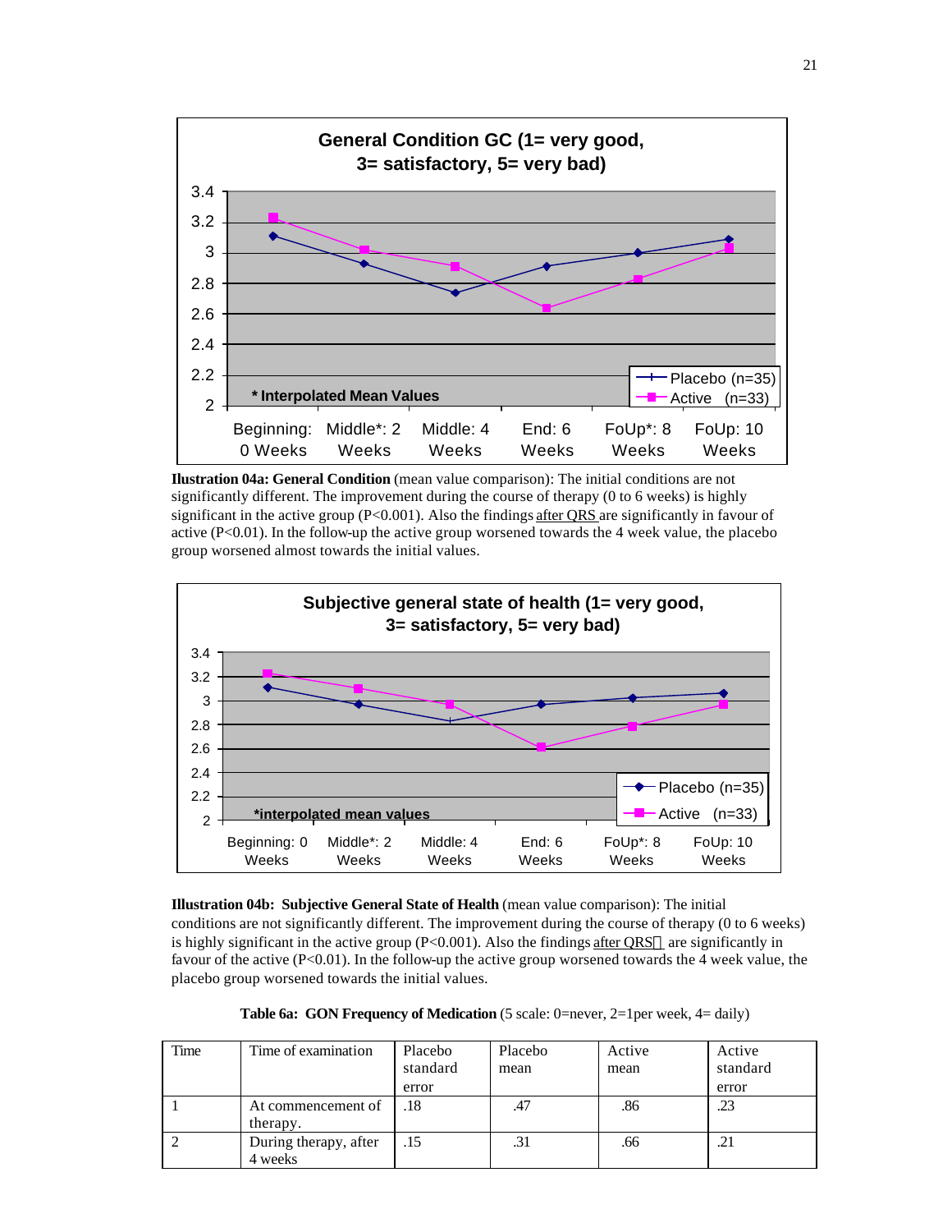**Ilustration 04a: General Condition** (mean value comparison): The initial conditions are not significantly different. The improvement during the course of therapy (0 to 6 weeks) is highly significant in the active group (P<0.001). Also the findings after QRS are significantly in favour of active (P<0.01). In the follow-up the active group worsened towards the 4 week value, the placebo group worsened almost towards the initial values.

**Illustration 04b: Subjective General State of Health** (mean value comparison): The initial conditions are not significantly different. The improvement during the course of therapy (0 to 6 weeks) is highly significant in the active group (P<0.001). Also the findings after QRS are significantly in favour of the active (P<0.01). In the follow-up the active group worsened towards the 4 week value, the placebo group worsened towards the initial values.

**Table 6a: GON Frequency of Medication** (5 scale: 0=never, 2=1per week, 4= daily)

| Time | Time of examination | Placebo standard error | Placebo mean | Active mean | Active standard error |
|---|---|---|---|---|---|
| 1 | At commencement of therapy. | .18 | .47 | .86 | .23 |
| 2 | During therapy, after 4 weeks | .15 | .31 | .66 | .21 |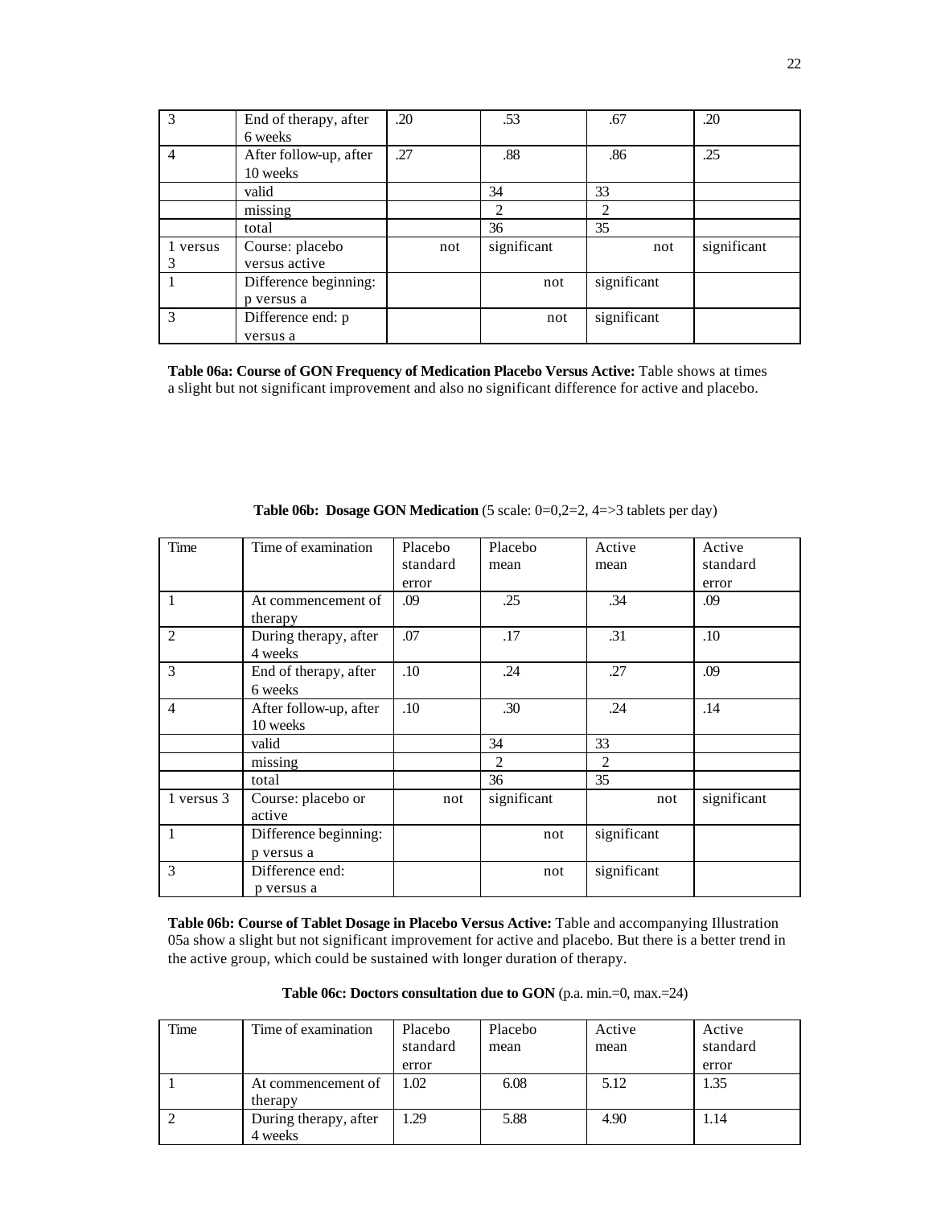| | | | | | |
|---|---|---|---|---|---|
| 3 | End of therapy, after 6 weeks | .20 | .53 | .67 | .20 |
| 4 | After follow-up, after 10 weeks | .27 | .88 | .86 | .25 |
| | valid | | 34 | 33 | |
| | missing | | 2 | 2 | |
| | total | | 36 | 35 | |
| 1 versus 3 | Course: placebo versus active | not | significant | not | significant |
| 1 | Difference beginning: p versus a | | not | significant | |
| 3 | Difference end: p versus a | | not | significant | |

**Table 06a: Course of GON Frequency of Medication Placebo Versus Active:** Table shows at times a slight but not significant improvement and also no significant difference for active and placebo.

**Table 06b: Dosage GON Medication** (5 scale: 0=0,2=2, 4=>3 tablets per day)

| Time | Time of examination | Placebo standard error | Placebo mean | Active mean | Active standard error |
|---|---|---|---|---|---|
| 1 | At commencement of therapy | .09 | .25 | .34 | .09 |
| 2 | During therapy, after 4 weeks | .07 | .17 | .31 | .10 |
| 3 | End of therapy, after 6 weeks | .10 | .24 | .27 | .09 |
| 4 | After follow-up, after 10 weeks | .10 | .30 | .24 | .14 |
| | valid | | 34 | 33 | |
| | missing | | 2 | 2 | |
| | total | | 36 | 35 | |
| 1 versus 3 | Course: placebo or active | not | significant | not | significant |
| 1 | Difference beginning: p versus a | | not | significant | |
| 3 | Difference end: p versus a | | not | significant | |

**Table 06b: Course of Tablet Dosage in Placebo Versus Active:** Table and accompanying Illustration 05a show a slight but not significant improvement for active and placebo. But there is a better trend in the active group, which could be sustained with longer duration of therapy.

**Table 06c: Doctors consultation due to GON** (p.a. min.=0, max.=24)

| Time | Time of examination | Placebo standard error | Placebo mean | Active mean | Active standard error |
|---|---|---|---|---|---|
| 1 | At commencement of therapy | 1.02 | 6.08 | 5.12 | 1.35 |
| 2 | During therapy, after 4 weeks | 1.29 | 5.88 | 4.90 | 1.14 |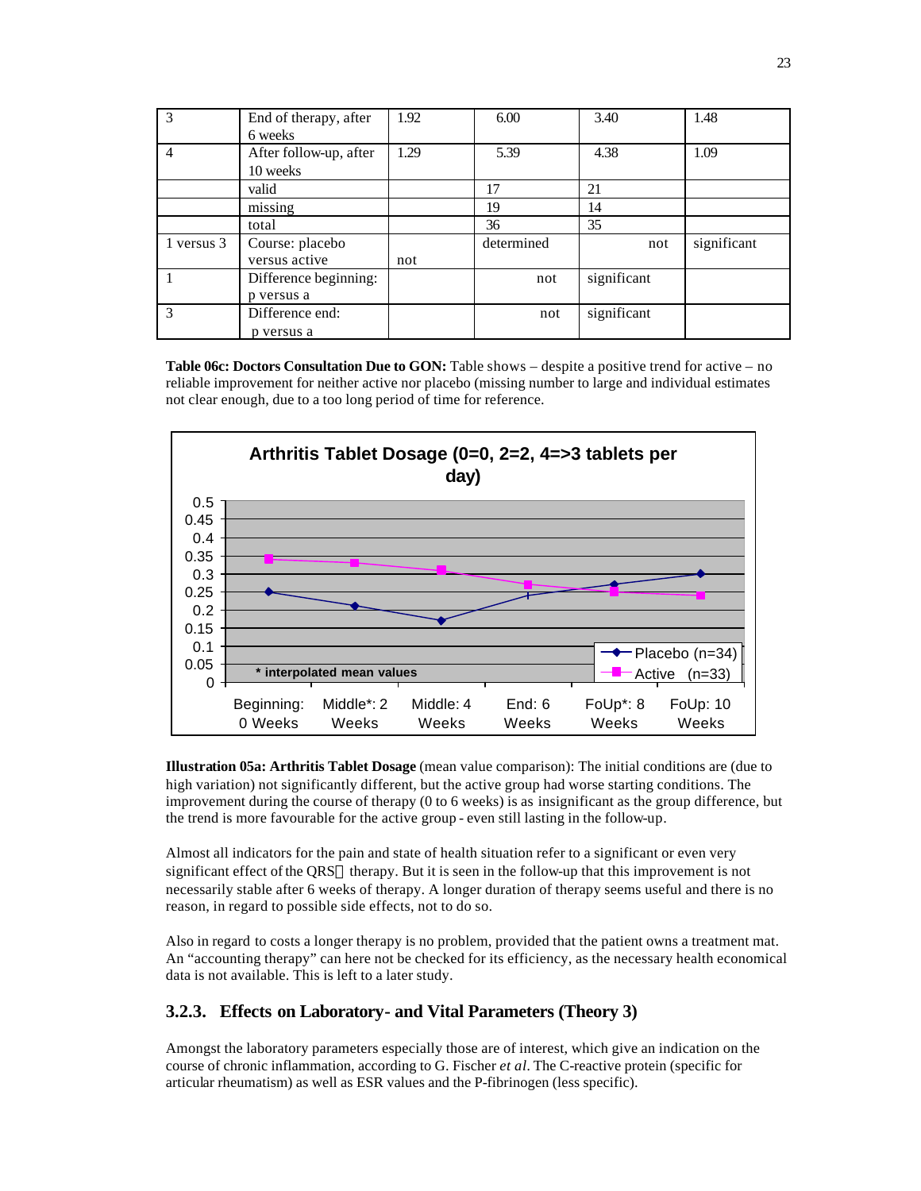| | | | | | |
|---|---|---|---|---|---|
| 3 | End of therapy, after 6 weeks | 1.92 | 6.00 | 3.40 | 1.48 |
| 4 | After follow-up, after 10 weeks | 1.29 | 5.39 | 4.38 | 1.09 |
| | valid | | 17 | 21 | |
| | missing | | 19 | 14 | |
| | total | | 36 | 35 | |
| 1 versus 3 | Course: placebo versus active | not | determined | not | significant |
| 1 | Difference beginning: p versus a | | not | significant | |
| 3 | Difference end: p versus a | | not | significant | |

**Table 06c: Doctors Consultation Due to GON:** Table shows – despite a positive trend for active – no reliable improvement for neither active nor placebo (missing number to large and individual estimates not clear enough, due to a too long period of time for reference.

**Illustration 05a: Arthritis Tablet Dosage** (mean value comparison): The initial conditions are (due to high variation) not significantly different, but the active group had worse starting conditions. The improvement during the course of therapy (0 to 6 weeks) is as insignificant as the group difference, but the trend is more favourable for the active group - even still lasting in the follow-up.

Almost all indicators for the pain and state of health situation refer to a significant or even very significant effect of the QRS therapy. But it is seen in the follow-up that this improvement is not necessarily stable after 6 weeks of therapy. A longer duration of therapy seems useful and there is no reason, in regard to possible side effects, not to do so.

Also in regard to costs a longer therapy is no problem, provided that the patient owns a treatment mat. An "accounting therapy" can here not be checked for its efficiency, as the necessary health economical data is not available. This is left to a later study.

### 3.2.3. Effects on Laboratory- and Vital Parameters (Theory 3)

Amongst the laboratory parameters especially those are of interest, which give an indication on the course of chronic inflammation, according to G. Fischer *et al*. The C-reactive protein (specific for articular rheumatism) as well as ESR values and the P-fibrinogen (less specific).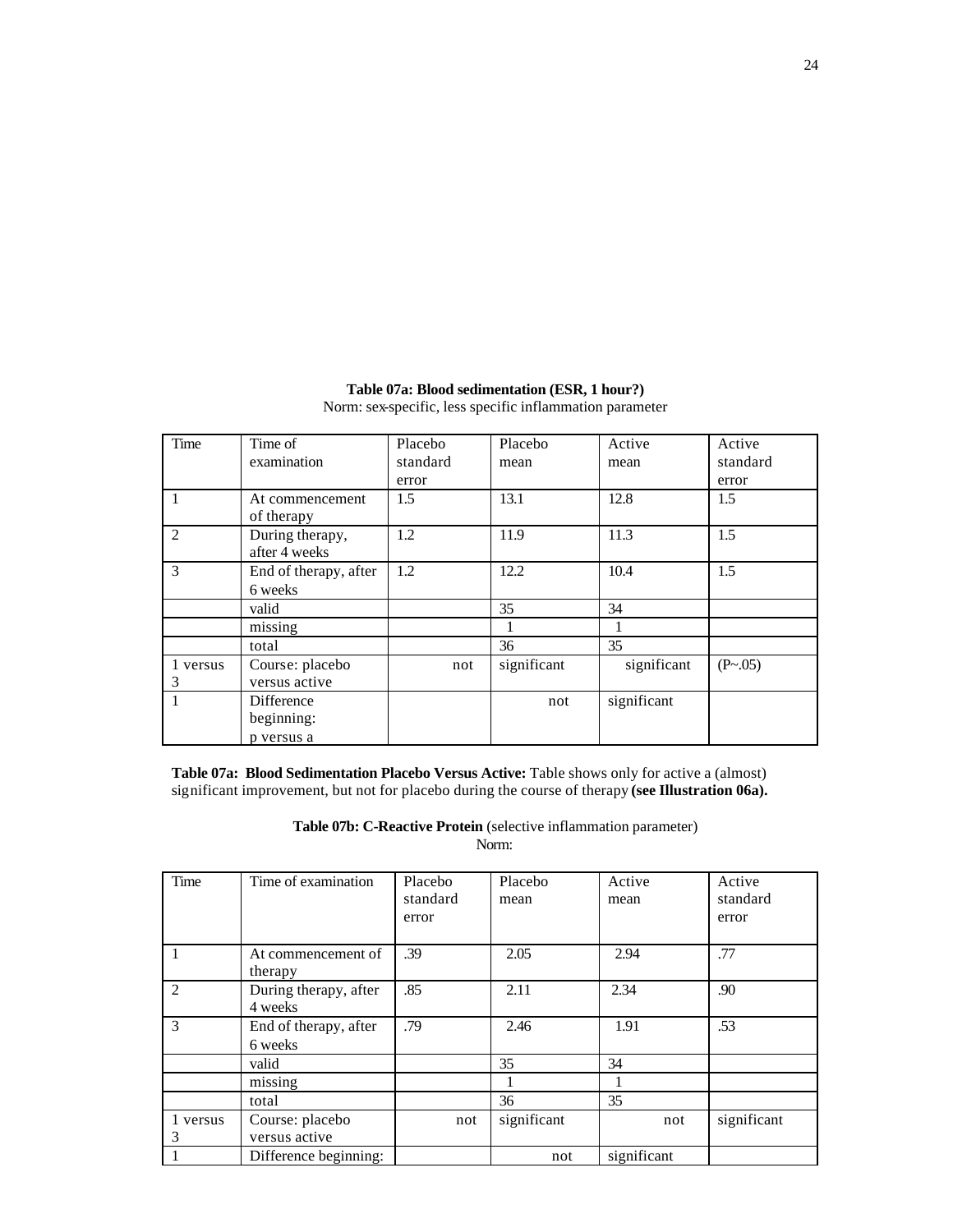**Table 07a: Blood sedimentation (ESR, 1 hour?)**
Norm: sex-specific, less specific inflammation parameter

| Time | Time of examination | Placebo standard error | Placebo mean | Active mean | Active standard error |
|---|---|---|---|---|---|
| 1 | At commencement of therapy | 1.5 | 13.1 | 12.8 | 1.5 |
| 2 | During therapy, after 4 weeks | 1.2 | 11.9 | 11.3 | 1.5 |
| 3 | End of therapy, after 6 weeks | 1.2 | 12.2 | 10.4 | 1.5 |
| | valid | | 35 | 34 | |
| | missing | | 1 | 1 | |
| | total | | 36 | 35 | |
| 1 versus 3 | Course: placebo versus active | not | significant | significant | (P~.05) |
| 1 | Difference beginning: p versus a | | not | significant | |

**Table 07a: Blood Sedimentation Placebo Versus Active:** Table shows only for active a (almost) significant improvement, but not for placebo during the course of therapy **(see Illustration 06a).**

**Table 07b: C-Reactive Protein** (selective inflammation parameter)
Norm:

| Time | Time of examination | Placebo standard error | Placebo mean | Active mean | Active standard error |
|---|---|---|---|---|---|
| 1 | At commencement of therapy | .39 | 2.05 | 2.94 | .77 |
| 2 | During therapy, after 4 weeks | .85 | 2.11 | 2.34 | .90 |
| 3 | End of therapy, after 6 weeks | .79 | 2.46 | 1.91 | .53 |
| | valid | | 35 | 34 | |
| | missing | | 1 | 1 | |
| | total | | 36 | 35 | |
| 1 versus 3 | Course: placebo versus active | not | significant | not | significant |
| 1 | Difference beginning: | | not | significant | |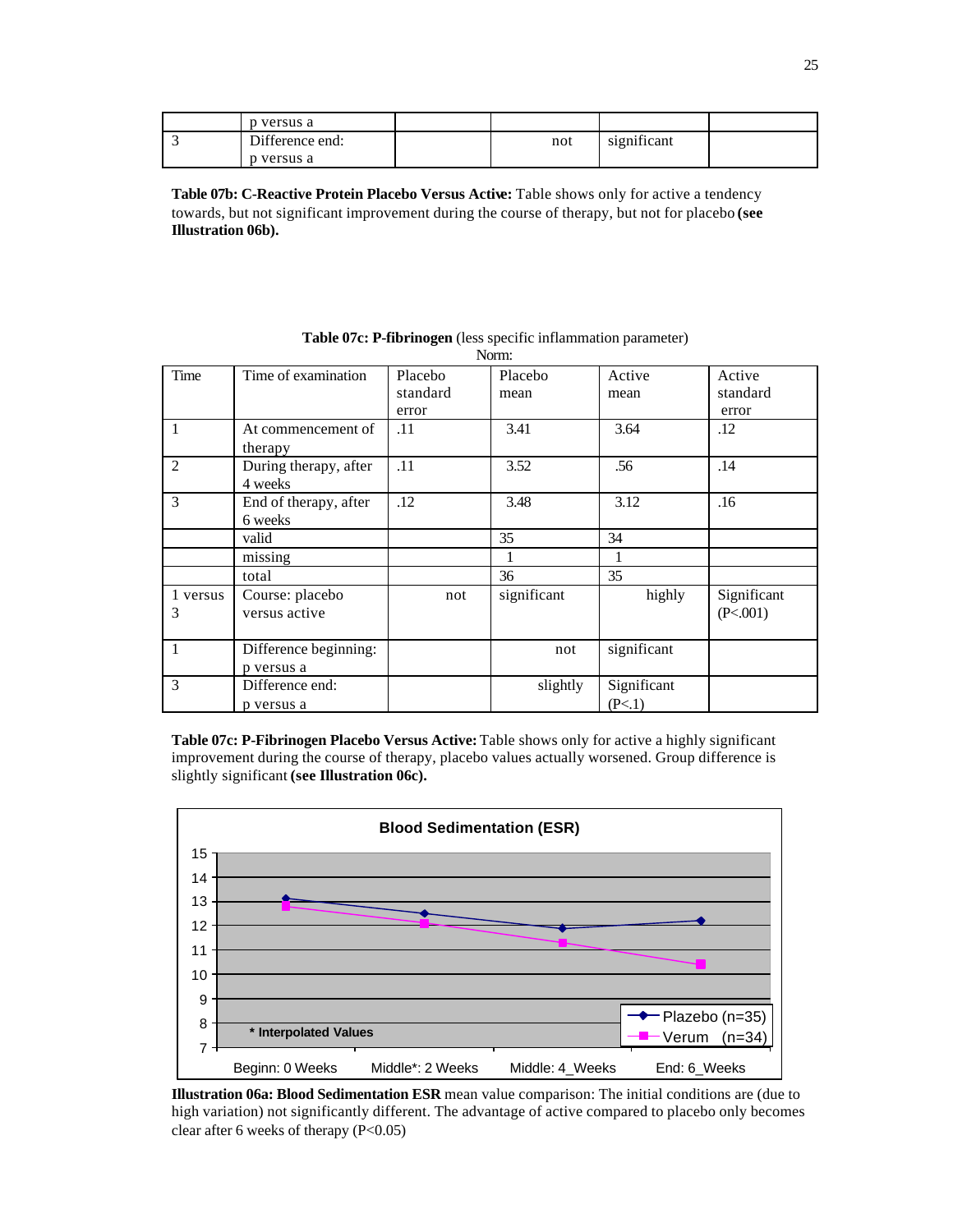|  | p versus a |  |  |  |  |
|---|---|---|---|---|---|
| 3 | Difference end: p versus a |  | not | significant |  |

**Table 07b: C-Reactive Protein Placebo Versus Active:** Table shows only for active a tendency towards, but not significant improvement during the course of therapy, but not for placebo **(see Illustration 06b).**

**Table 07c: P-fibrinogen** (less specific inflammation parameter)
Norm:

| Time | Time of examination | Placebo standard error | Placebo mean | Active mean | Active standard error |
|---|---|---|---|---|---|
| 1 | At commencement of therapy | .11 | 3.41 | 3.64 | .12 |
| 2 | During therapy, after 4 weeks | .11 | 3.52 | .56 | .14 |
| 3 | End of therapy, after 6 weeks | .12 | 3.48 | 3.12 | .16 |
|  | valid |  | 35 | 34 |  |
|  | missing |  | 1 | 1 |  |
|  | total |  | 36 | 35 |  |
| 1 versus 3 | Course: placebo versus active | not | significant | highly | Significant (P<.001) |
| 1 | Difference beginning: p versus a |  | not | significant |  |
| 3 | Difference end: p versus a |  | slightly | Significant (P<.1) |  |

**Table 07c: P-Fibrinogen Placebo Versus Active:** Table shows only for active a highly significant improvement during the course of therapy, placebo values actually worsened. Group difference is slightly significant **(see Illustration 06c).**

**Illustration 06a: Blood Sedimentation ESR** mean value comparison: The initial conditions are (due to high variation) not significantly different. The advantage of active compared to placebo only becomes clear after 6 weeks of therapy (P<0.05)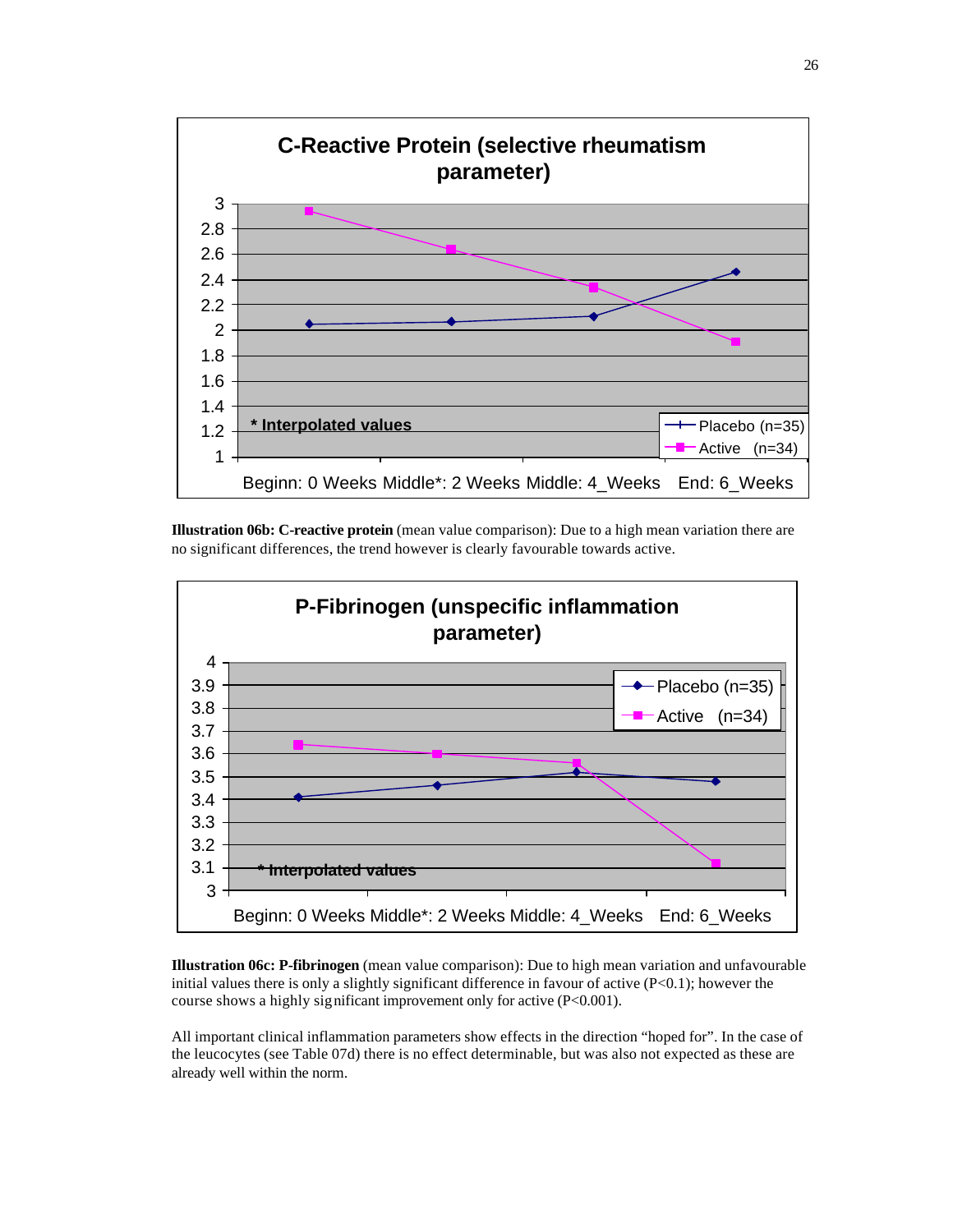**Illustration 06b: C-reactive protein** (mean value comparison): Due to a high mean variation there are no significant differences, the trend however is clearly favourable towards active.

**Illustration 06c: P-fibrinogen** (mean value comparison): Due to high mean variation and unfavourable initial values there is only a slightly significant difference in favour of active (P<0.1); however the course shows a highly significant improvement only for active (P<0.001).

All important clinical inflammation parameters show effects in the direction "hoped for". In the case of the leucocytes (see Table 07d) there is no effect determinable, but was also not expected as these are already well within the norm.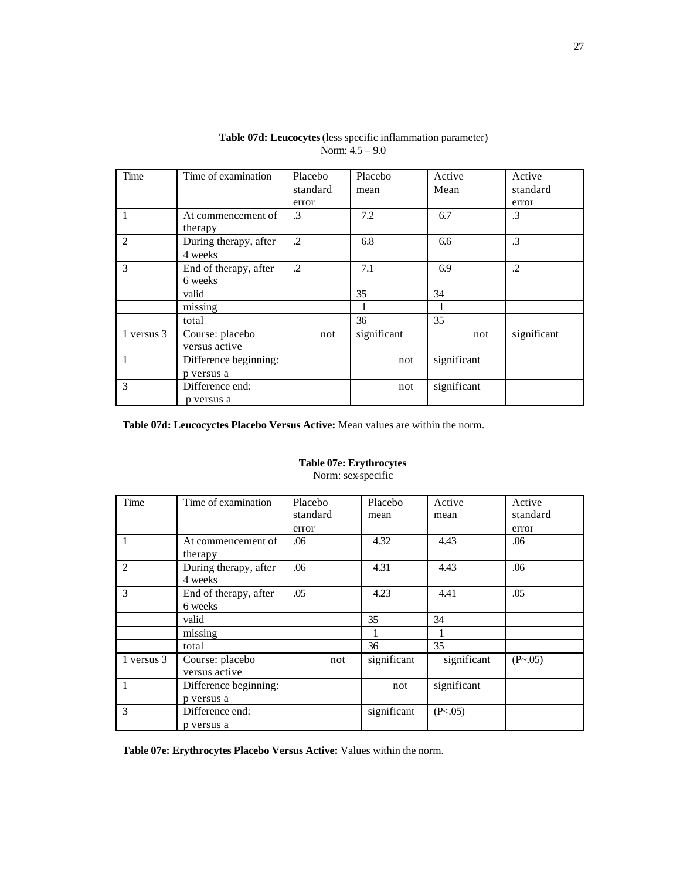**Table 07d: Leucocytes** (less specific inflammation parameter)
Norm: 4.5 – 9.0

| Time | Time of examination | Placebo standard error | Placebo mean | Active Mean | Active standard error |
|---|---|---|---|---|---|
| 1 | At commencement of therapy | .3 | 7.2 | 6.7 | .3 |
| 2 | During therapy, after 4 weeks | .2 | 6.8 | 6.6 | .3 |
| 3 | End of therapy, after 6 weeks | .2 | 7.1 | 6.9 | .2 |
| | valid | | 35 | 34 | |
| | missing | | 1 | 1 | |
| | total | | 36 | 35 | |
| 1 versus 3 | Course: placebo versus active | not | significant | not | significant |
| 1 | Difference beginning: p versus a | | not | significant | |
| 3 | Difference end: p versus a | | not | significant | |

**Table 07d: Leucocyctes Placebo Versus Active:** Mean values are within the norm.

**Table 07e: Erythrocytes**
Norm: sex-specific

| Time | Time of examination | Placebo standard error | Placebo mean | Active mean | Active standard error |
|---|---|---|---|---|---|
| 1 | At commencement of therapy | .06 | 4.32 | 4.43 | .06 |
| 2 | During therapy, after 4 weeks | .06 | 4.31 | 4.43 | .06 |
| 3 | End of therapy, after 6 weeks | .05 | 4.23 | 4.41 | .05 |
| | valid | | 35 | 34 | |
| | missing | | 1 | 1 | |
| | total | | 36 | 35 | |
| 1 versus 3 | Course: placebo versus active | not | significant | significant | (P~.05) |
| 1 | Difference beginning: p versus a | | not | significant | |
| 3 | Difference end: p versus a | | significant | (P<.05) | |

**Table 07e: Erythrocytes Placebo Versus Active:** Values within the norm.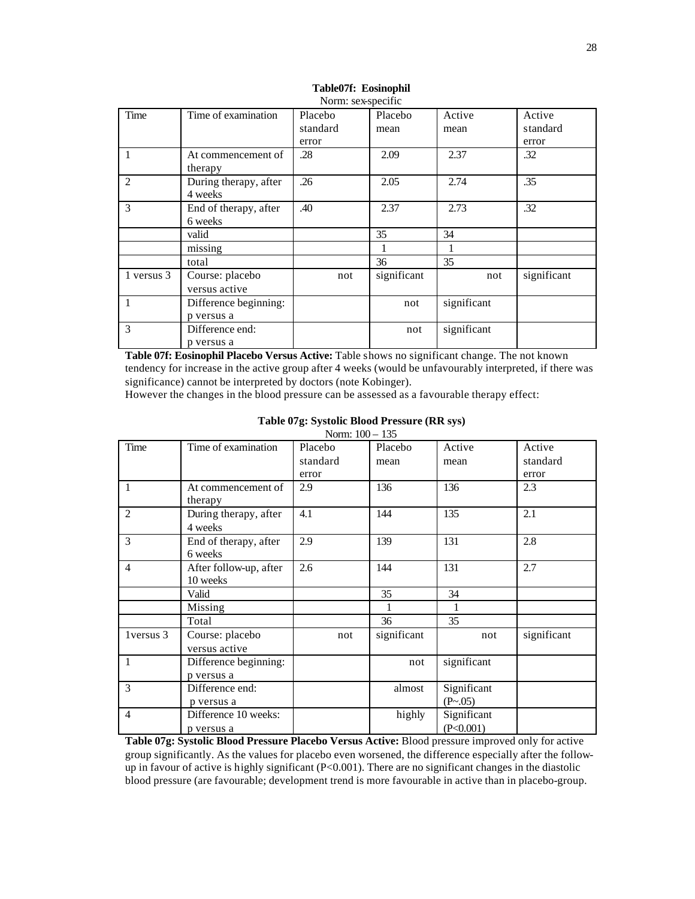**Table07f: Eosinophil**

Norm: sex-specific

| Time | Time of examination | Placebo standard error | Placebo mean | Active mean | Active standard error |
|---|---|---|---|---|---|
| 1 | At commencement of therapy | .28 | 2.09 | 2.37 | .32 |
| 2 | During therapy, after 4 weeks | .26 | 2.05 | 2.74 | .35 |
| 3 | End of therapy, after 6 weeks | .40 | 2.37 | 2.73 | .32 |
| | valid | | 35 | 34 | |
| | missing | | 1 | 1 | |
| | total | | 36 | 35 | |
| 1 versus 3 | Course: placebo versus active | not | significant | not | significant |
| 1 | Difference beginning: p versus a | | not | significant | |
| 3 | Difference end: p versus a | | not | significant | |

**Table 07f: Eosinophil Placebo Versus Active:** Table shows no significant change. The not known tendency for increase in the active group after 4 weeks (would be unfavourably interpreted, if there was significance) cannot be interpreted by doctors (note Kobinger).

However the changes in the blood pressure can be assessed as a favourable therapy effect:

**Table 07g: Systolic Blood Pressure (RR sys)**

Norm: 100 – 135

| Time | Time of examination | Placebo standard error | Placebo mean | Active mean | Active standard error |
|---|---|---|---|---|---|
| 1 | At commencement of therapy | 2.9 | 136 | 136 | 2.3 |
| 2 | During therapy, after 4 weeks | 4.1 | 144 | 135 | 2.1 |
| 3 | End of therapy, after 6 weeks | 2.9 | 139 | 131 | 2.8 |
| 4 | After follow-up, after 10 weeks | 2.6 | 144 | 131 | 2.7 |
| | Valid | | 35 | 34 | |
| | Missing | | 1 | 1 | |
| | Total | | 36 | 35 | |
| 1versus 3 | Course: placebo versus active | not | significant | not | significant |
| 1 | Difference beginning: p versus a | | not | significant | |
| 3 | Difference end: p versus a | | almost | Significant (P~.05) | |
| 4 | Difference 10 weeks: p versus a | | highly | Significant (P<0.001) | |

**Table 07g: Systolic Blood Pressure Placebo Versus Active:** Blood pressure improved only for active group significantly. As the values for placebo even worsened, the difference especially after the follow-up in favour of active is highly significant ($P<0.001$). There are no significant changes in the diastolic blood pressure (are favourable; development trend is more favourable in active than in placebo-group.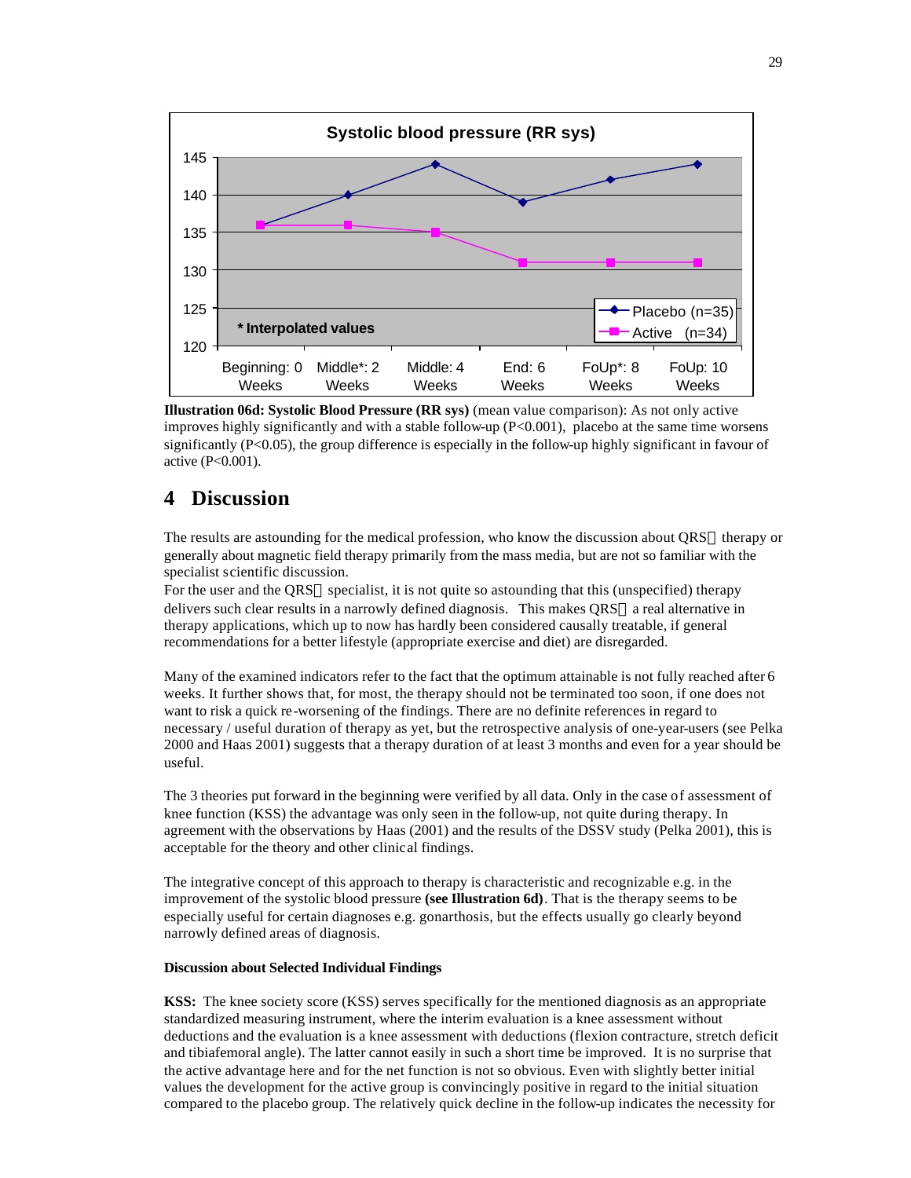**Systolic blood pressure (RR sys)**

| | Beginning: 0 Weeks | Middle*: 2 Weeks | Middle: 4 Weeks | End: 6 Weeks | FoUp*: 8 Weeks | FoUp: 10 Weeks |
|---|---|---|---|---|---|---|
| Placebo (n=35) | 136 | 140 | 144 | 139 | 142 | 144 |
| Active (n=34) | 136 | 136 | 135 | 131 | 131 | 131 |

\* Interpolated values

**Illustration 06d: Systolic Blood Pressure (RR sys)** (mean value comparison): As not only active improves highly significantly and with a stable follow-up ($P<0.001$), placebo at the same time worsens significantly ($P<0.05$), the group difference is especially in the follow-up highly significant in favour of active ($P<0.001$).

# 4 Discussion

The results are astounding for the medical profession, who know the discussion about QRS® therapy or generally about magnetic field therapy primarily from the mass media, but are not so familiar with the specialist scientific discussion.

For the user and the QRS® specialist, it is not quite so astounding that this (unspecified) therapy delivers such clear results in a narrowly defined diagnosis. This makes QRS® a real alternative in therapy applications, which up to now has hardly been considered causally treatable, if general recommendations for a better lifestyle (appropriate exercise and diet) are disregarded.

Many of the examined indicators refer to the fact that the optimum attainable is not fully reached after 6 weeks. It further shows that, for most, the therapy should not be terminated too soon, if one does not want to risk a quick re-worsening of the findings. There are no definite references in regard to necessary / useful duration of therapy as yet, but the retrospective analysis of one-year-users (see Pelka 2000 and Haas 2001) suggests that a therapy duration of at least 3 months and even for a year should be useful.

The 3 theories put forward in the beginning were verified by all data. Only in the case of assessment of knee function (KSS) the advantage was only seen in the follow-up, not quite during therapy. In agreement with the observations by Haas (2001) and the results of the DSSV study (Pelka 2001), this is acceptable for the theory and other clinical findings.

The integrative concept of this approach to therapy is characteristic and recognizable e.g. in the improvement of the systolic blood pressure **(see Illustration 6d)**. That is the therapy seems to be especially useful for certain diagnoses e.g. gonarthosis, but the effects usually go clearly beyond narrowly defined areas of diagnosis.

#### Discussion about Selected Individual Findings

**KSS:** The knee society score (KSS) serves specifically for the mentioned diagnosis as an appropriate standardized measuring instrument, where the interim evaluation is a knee assessment without deductions and the evaluation is a knee assessment with deductions (flexion contracture, stretch deficit and tibiafemoral angle). The latter cannot easily in such a short time be improved. It is no surprise that the active advantage here and for the net function is not so obvious. Even with slightly better initial values the development for the active group is convincingly positive in regard to the initial situation compared to the placebo group. The relatively quick decline in the follow-up indicates the necessity for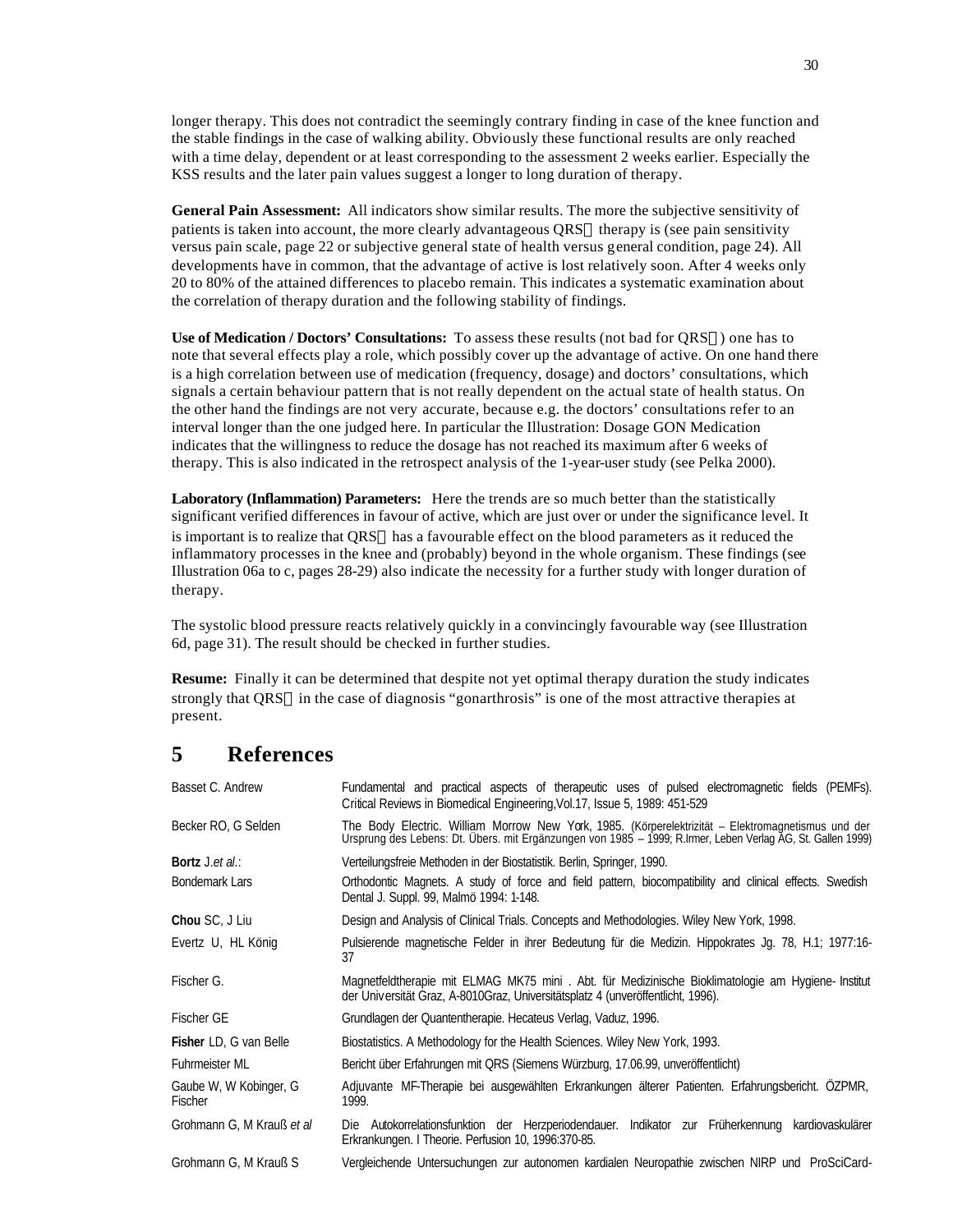longer therapy. This does not contradict the seemingly contrary finding in case of the knee function and the stable findings in the case of walking ability. Obviously these functional results are only reached with a time delay, dependent or at least corresponding to the assessment 2 weeks earlier. Especially the KSS results and the later pain values suggest a longer to long duration of therapy.

**General Pain Assessment:** All indicators show similar results. The more the subjective sensitivity of patients is taken into account, the more clearly advantageous QRS therapy is (see pain sensitivity versus pain scale, page 22 or subjective general state of health versus general condition, page 24). All developments have in common, that the advantage of active is lost relatively soon. After 4 weeks only 20 to 80% of the attained differences to placebo remain. This indicates a systematic examination about the correlation of therapy duration and the following stability of findings.

**Use of Medication / Doctors' Consultations:** To assess these results (not bad for QRS) one has to note that several effects play a role, which possibly cover up the advantage of active. On one hand there is a high correlation between use of medication (frequency, dosage) and doctors' consultations, which signals a certain behaviour pattern that is not really dependent on the actual state of health status. On the other hand the findings are not very accurate, because e.g. the doctors' consultations refer to an interval longer than the one judged here. In particular the Illustration: Dosage GON Medication indicates that the willingness to reduce the dosage has not reached its maximum after 6 weeks of therapy. This is also indicated in the retrospect analysis of the 1-year-user study (see Pelka 2000).

**Laboratory (Inflammation) Parameters:** Here the trends are so much better than the statistically significant verified differences in favour of active, which are just over or under the significance level. It is important is to realize that QRS has a favourable effect on the blood parameters as it reduced the inflammatory processes in the knee and (probably) beyond in the whole organism. These findings (see Illustration 06a to c, pages 28-29) also indicate the necessity for a further study with longer duration of therapy.

The systolic blood pressure reacts relatively quickly in a convincingly favourable way (see Illustration 6d, page 31). The result should be checked in further studies.

**Resume:** Finally it can be determined that despite not yet optimal therapy duration the study indicates strongly that QRS in the case of diagnosis "gonarthrosis" is one of the most attractive therapies at present.

# 5 References

| | |
|---|---|
| Basset C. Andrew | Fundamental and practical aspects of therapeutic uses of pulsed electromagnetic fields (PEMFs). Critical Reviews in Biomedical Engineering,Vol.17, Issue 5, 1989: 451-529 |
| Becker RO, G Selden | The Body Electric. William Morrow New York, 1985. (Körperelektrizität – Elektromagnetismus und der Ursprung des Lebens: Dt. Übers. mit Ergänzungen von 1985 – 1999; R.Irmer, Leben Verlag AG, St. Gallen 1999) |
| **Bortz** J.*et al.*: | Verteilungsfreie Methoden in der Biostatistik. Berlin, Springer, 1990. |
| Bondemark Lars | Orthodontic Magnets. A study of force and field pattern, biocompatibility and clinical effects. Swedish Dental J. Suppl. 99, Malmö 1994: 1-148. |
| **Chou** SC, J Liu | Design and Analysis of Clinical Trials. Concepts and Methodologies. Wiley New York, 1998. |
| Evertz U, HL König | Pulsierende magnetische Felder in ihrer Bedeutung für die Medizin. Hippokrates Jg. 78, H.1; 1977:16-37 |
| Fischer G. | Magnetfeldtherapie mit ELMAG MK75 mini . Abt. für Medizinische Bioklimatologie am Hygiene- Institut der Universität Graz, A-8010Graz, Universitätsplatz 4 (unveröffentlicht, 1996). |
| Fischer GE | Grundlagen der Quantentherapie. Hecateus Verlag, Vaduz, 1996. |
| **Fisher** LD, G van Belle | Biostatistics. A Methodology for the Health Sciences. Wiley New York, 1993. |
| Fuhrmeister ML | Bericht über Erfahrungen mit QRS (Siemens Würzburg, 17.06.99, unveröffentlicht) |
| Gaube W, W Kobinger, G Fischer | Adjuvante MF-Therapie bei ausgewählten Erkrankungen älterer Patienten. Erfahrungsbericht. ÖZPMR, 1999. |
| Grohmann G, M Krauß *et al* | Die Autokorrelationsfunktion der Herzperiodendauer. Indikator zur Früherkennung kardiovaskulärer Erkrankungen. I Theorie. Perfusion 10, 1996:370-85. |
| Grohmann G, M Krauß S | Vergleichende Untersuchungen zur autonomen kardialen Neuropathie zwischen NIRP und ProSciCard- |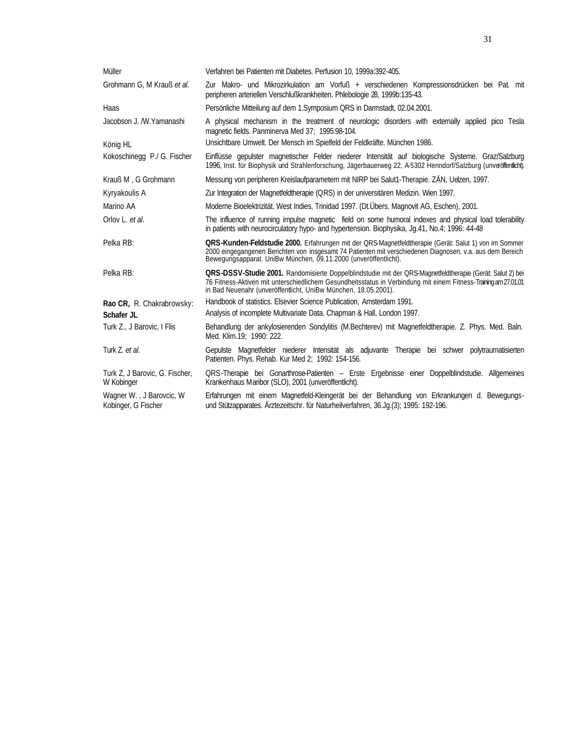| | |
|---|---|
| Müller | Verfahren bei Patienten mit Diabetes. Perfusion 10, 1999a:392-405. |
| Grohmann G, M Krauß *et al*. | Zur Makro- und Mikrozirkulation am Vorfuß + verschiedenen Kompressionsdrücken bei Pat. mit peripheren arteriellen Verschlußkrankheiten. Phlebologie 28, 1999b:135-43. |
| Haas | Persönliche Mitteilung auf dem 1.Symposium QRS in Darmstadt, 02.04.2001. |
| Jacobson J. /W.Yamanashi | A physical mechanism in the treatment of neurologic disorders with externally applied pico Tesla magnetic fields. Panminerva Med 37; 1995:98-104. |
| König HL | Unsichtbare Umwelt. Der Mensch im Spielfeld der Feldkräfte. München 1986. |
| Kokoschinegg P./ G. Fischer | Einflüsse gepulster magnetischer Felder niederer Intensität auf biologische Systeme. Graz/Salzburg 1996, Inst. für Biophysik und Strahlenforschung, Jägerbauerweg 22, A-5302 Henndorf/Salzburg (unveröffentlicht). |
| Krauß M , G Grohmann | Messung von peripheren Kreislaufparametern mit NIRP bei Salut1-Therapie. ZÄN, Uelzen, 1997. |
| Kyryakoulis A | Zur Integration der Magnetfeldtherapie (QRS) in der universitären Medizin. Wien 1997. |
| Marino AA | Moderne Bioelektrizität. West Indies, Trinidad 1997. (Dt.Übers. Magnovit AG, Eschen), 2001. |
| Orlov L. *et al.* | The influence of running impulse magnetic field on some humoral indexes and physical load tolerability in patients with neurocirculatory hypo- and hypertension. Biophysika, Jg.41, No.4; 1996: 44-48 |
| Pelka RB: | **QRS-Kunden-Feldstudie 2000.** Erfahrungen mit der QRS-Magnetfeldtherapie (Gerät: Salut 1) von im Sommer 2000 eingegangenen Berichten von insgesamt 74 Patienten mit verschiedenen Diagnosen, v.a. aus dem Bereich Bewegungsapparat. UniBw München, 09.11.2000 (unveröffentlicht). |
| Pelka RB: | **QRS-DSSV-Studie 2001.** Randomisierte Doppelblindstudie mit der QRS-Magnetfeldtherapie (Gerät: Salut 2) bei 76 Fitness-Aktiven mit unterschiedlichem Gesundheitsstatus in Verbindung mit einem Fitness-Training am 27.01.01 in Bad Neuenahr (unveröffentlicht, UniBw München, 18.05.2001). |
| **Rao CR,** R. Chakrabrowsky: | Handbook of statistics. Elsevier Science Publication, Amsterdam 1991. |
| **Schafer JL** | Analysis of incomplete Multivariate Data. Chapman & Hall, London 1997. |
| Turk Z., J Barovic, I Flis | Behandlung der ankylosierenden Sondylitis (M.Bechterev) mit Magnetfeldtherapie. Z. Phys. Med. Baln. Med. Klim.19; 1990: 222. |
| Turk Z. *et al*. | Gepulste Magnetfelder niederer Intensität als adjuvante Therapie bei schwer polytraumatisierten Patienten. Phys. Rehab. Kur Med 2; 1992: 154-156. |
| Turk Z, J Barovic, G. Fischer, W Kobinger | QRS-Therapie bei Gonarthrose-Patienten – Erste Ergebnisse einer Doppelblindstudie. Allgemeines Krankenhaus Maribor (SLO), 2001 (unveröffentlicht). |
| Wagner W. , J Barovcic, W Kobinger, G Fischer | Erfahrungen mit einem Magnetfeld-Kleingerät bei der Behandlung von Erkrankungen d. Bewegungs- und Stützapparates. Ärztezeitschr. für Naturheilverfahren, 36.Jg.(3); 1995: 192-196. |